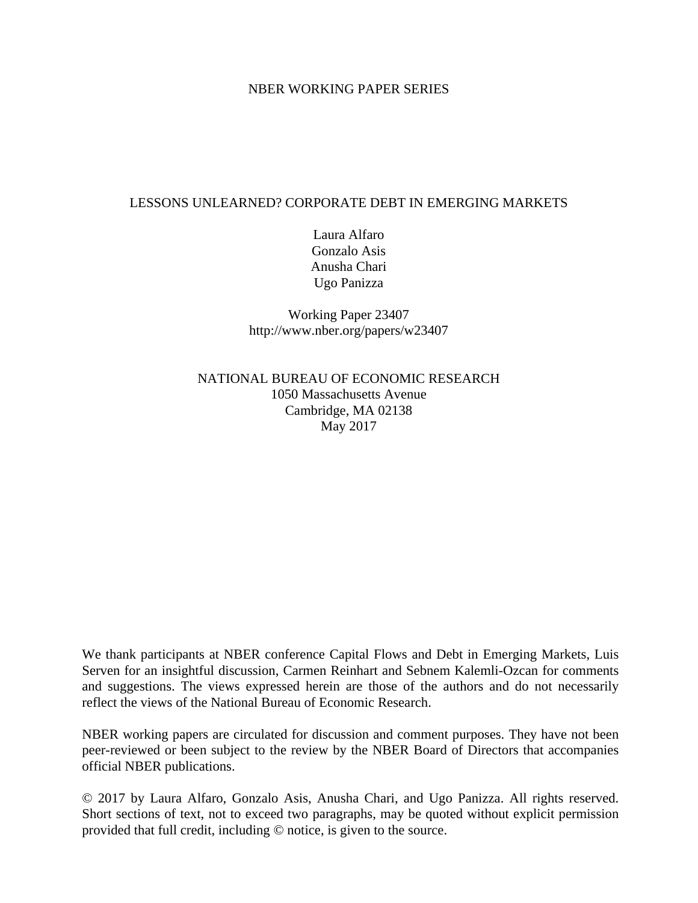NBER WORKING PAPER SERIES

# LESSONS UNLEARNED? CORPORATE DEBT IN EMERGING MARKETS

Laura Alfaro
Gonzalo Asis
Anusha Chari
Ugo Panizza

Working Paper 23407
http://www.nber.org/papers/w23407

NATIONAL BUREAU OF ECONOMIC RESEARCH
1050 Massachusetts Avenue
Cambridge, MA 02138
May 2017

We thank participants at NBER conference Capital Flows and Debt in Emerging Markets, Luis Serven for an insightful discussion, Carmen Reinhart and Sebnem Kalemli-Ozcan for comments and suggestions. The views expressed herein are those of the authors and do not necessarily reflect the views of the National Bureau of Economic Research.

NBER working papers are circulated for discussion and comment purposes. They have not been peer-reviewed or been subject to the review by the NBER Board of Directors that accompanies official NBER publications.

© 2017 by Laura Alfaro, Gonzalo Asis, Anusha Chari, and Ugo Panizza. All rights reserved. Short sections of text, not to exceed two paragraphs, may be quoted without explicit permission provided that full credit, including © notice, is given to the source.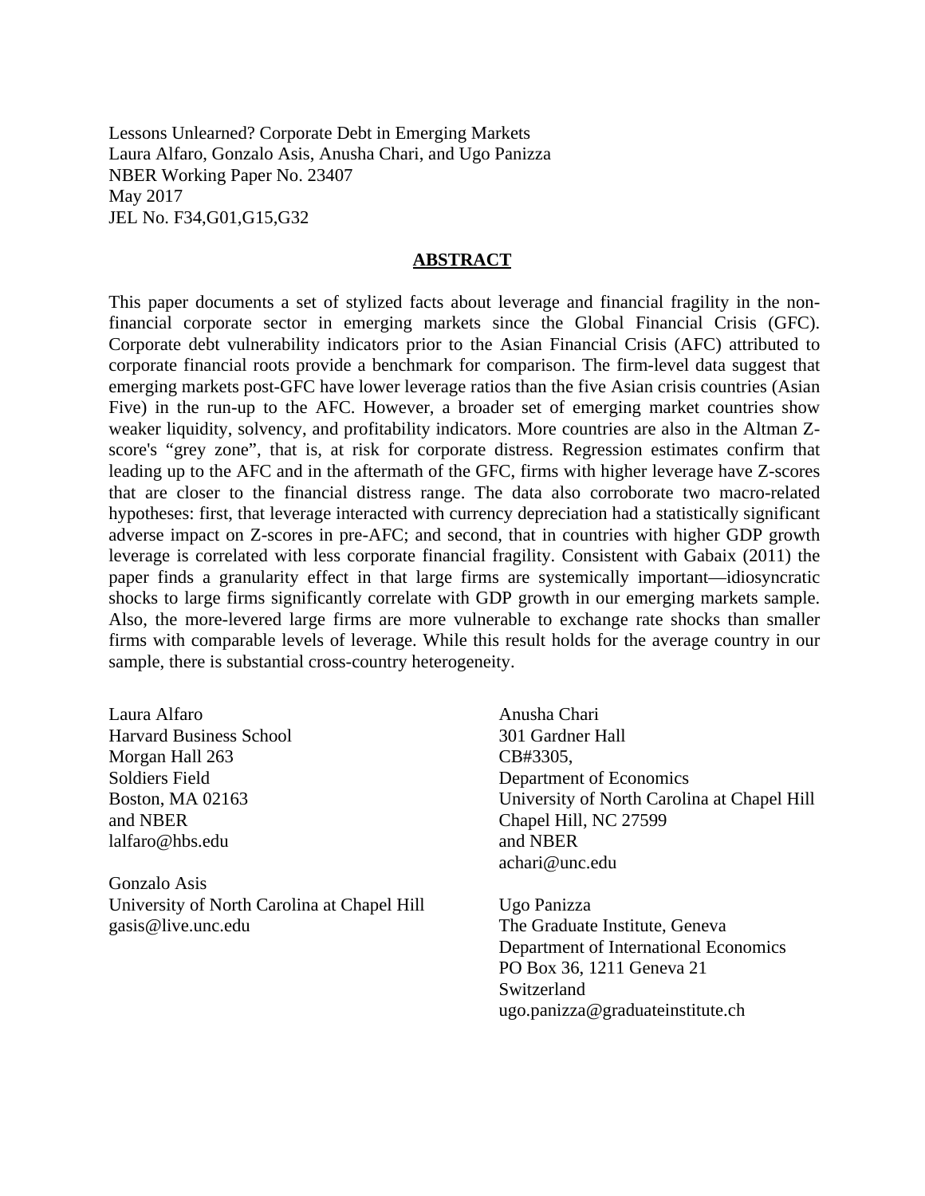Lessons Unlearned? Corporate Debt in Emerging Markets
Laura Alfaro, Gonzalo Asis, Anusha Chari, and Ugo Panizza
NBER Working Paper No. 23407
May 2017
JEL No. F34,G01,G15,G32

## ABSTRACT

This paper documents a set of stylized facts about leverage and financial fragility in the non-financial corporate sector in emerging markets since the Global Financial Crisis (GFC). Corporate debt vulnerability indicators prior to the Asian Financial Crisis (AFC) attributed to corporate financial roots provide a benchmark for comparison. The firm-level data suggest that emerging markets post-GFC have lower leverage ratios than the five Asian crisis countries (Asian Five) in the run-up to the AFC. However, a broader set of emerging market countries show weaker liquidity, solvency, and profitability indicators. More countries are also in the Altman Z-score's "grey zone", that is, at risk for corporate distress. Regression estimates confirm that leading up to the AFC and in the aftermath of the GFC, firms with higher leverage have Z-scores that are closer to the financial distress range. The data also corroborate two macro-related hypotheses: first, that leverage interacted with currency depreciation had a statistically significant adverse impact on Z-scores in pre-AFC; and second, that in countries with higher GDP growth leverage is correlated with less corporate financial fragility. Consistent with Gabaix (2011) the paper finds a granularity effect in that large firms are systemically important—idiosyncratic shocks to large firms significantly correlate with GDP growth in our emerging markets sample. Also, the more-levered large firms are more vulnerable to exchange rate shocks than smaller firms with comparable levels of leverage. While this result holds for the average country in our sample, there is substantial cross-country heterogeneity.

Laura Alfaro
Harvard Business School
Morgan Hall 263
Soldiers Field
Boston, MA 02163
and NBER
lalfaro@hbs.edu

Gonzalo Asis
University of North Carolina at Chapel Hill
gasis@live.unc.edu

Anusha Chari
301 Gardner Hall
CB#3305,
Department of Economics
University of North Carolina at Chapel Hill
Chapel Hill, NC 27599
and NBER
achari@unc.edu

Ugo Panizza
The Graduate Institute, Geneva
Department of International Economics
PO Box 36, 1211 Geneva 21
Switzerland
ugo.panizza@graduateinstitute.ch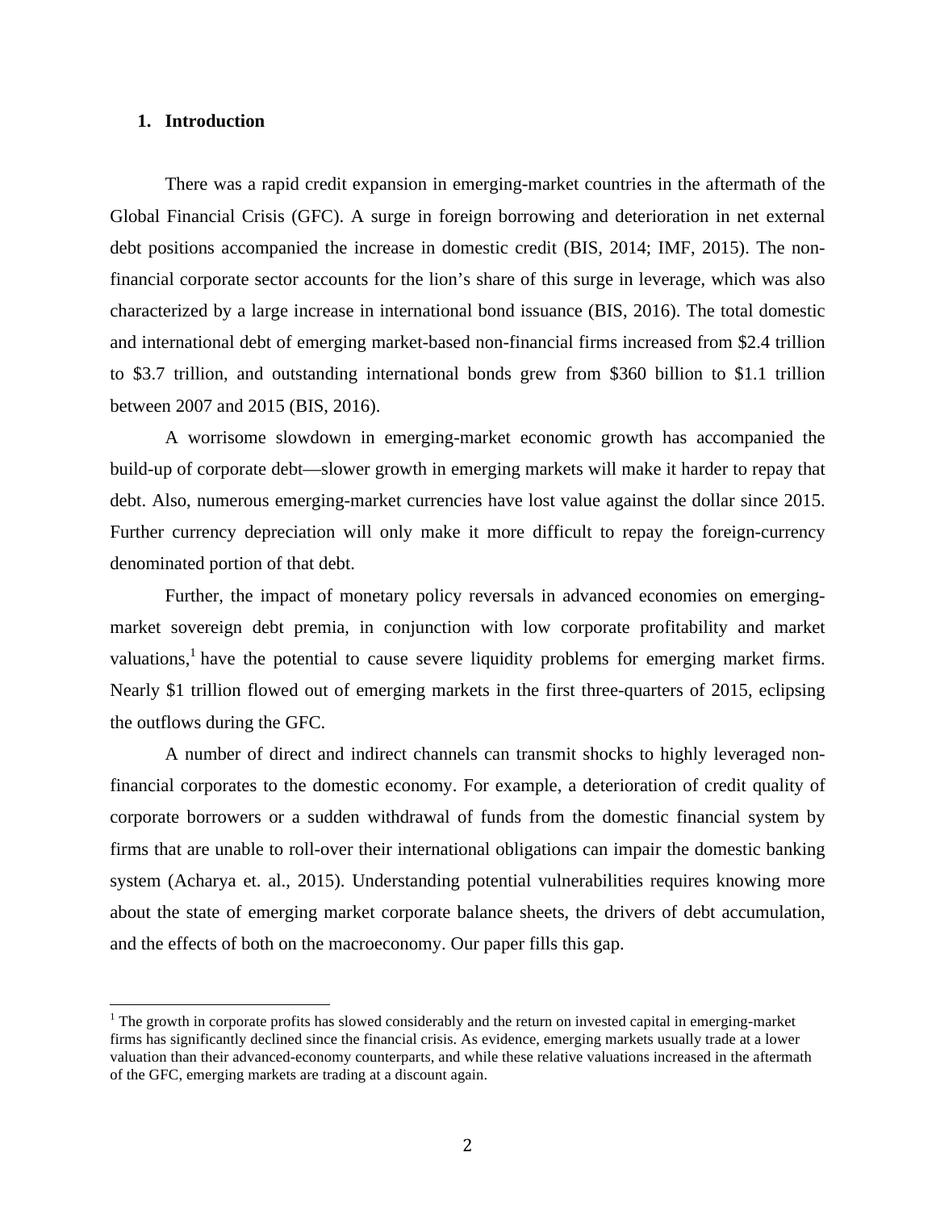## 1. Introduction

There was a rapid credit expansion in emerging-market countries in the aftermath of the Global Financial Crisis (GFC). A surge in foreign borrowing and deterioration in net external debt positions accompanied the increase in domestic credit (BIS, 2014; IMF, 2015). The non-financial corporate sector accounts for the lion's share of this surge in leverage, which was also characterized by a large increase in international bond issuance (BIS, 2016). The total domestic and international debt of emerging market-based non-financial firms increased from $2.4 trillion to $3.7 trillion, and outstanding international bonds grew from $360 billion to $1.1 trillion between 2007 and 2015 (BIS, 2016).

A worrisome slowdown in emerging-market economic growth has accompanied the build-up of corporate debt—slower growth in emerging markets will make it harder to repay that debt. Also, numerous emerging-market currencies have lost value against the dollar since 2015. Further currency depreciation will only make it more difficult to repay the foreign-currency denominated portion of that debt.

Further, the impact of monetary policy reversals in advanced economies on emerging-market sovereign debt premia, in conjunction with low corporate profitability and market valuations,[1] have the potential to cause severe liquidity problems for emerging market firms. Nearly $1 trillion flowed out of emerging markets in the first three-quarters of 2015, eclipsing the outflows during the GFC.

A number of direct and indirect channels can transmit shocks to highly leveraged non-financial corporates to the domestic economy. For example, a deterioration of credit quality of corporate borrowers or a sudden withdrawal of funds from the domestic financial system by firms that are unable to roll-over their international obligations can impair the domestic banking system (Acharya et. al., 2015). Understanding potential vulnerabilities requires knowing more about the state of emerging market corporate balance sheets, the drivers of debt accumulation, and the effects of both on the macroeconomy. Our paper fills this gap.

[1] The growth in corporate profits has slowed considerably and the return on invested capital in emerging-market firms has significantly declined since the financial crisis. As evidence, emerging markets usually trade at a lower valuation than their advanced-economy counterparts, and while these relative valuations increased in the aftermath of the GFC, emerging markets are trading at a discount again.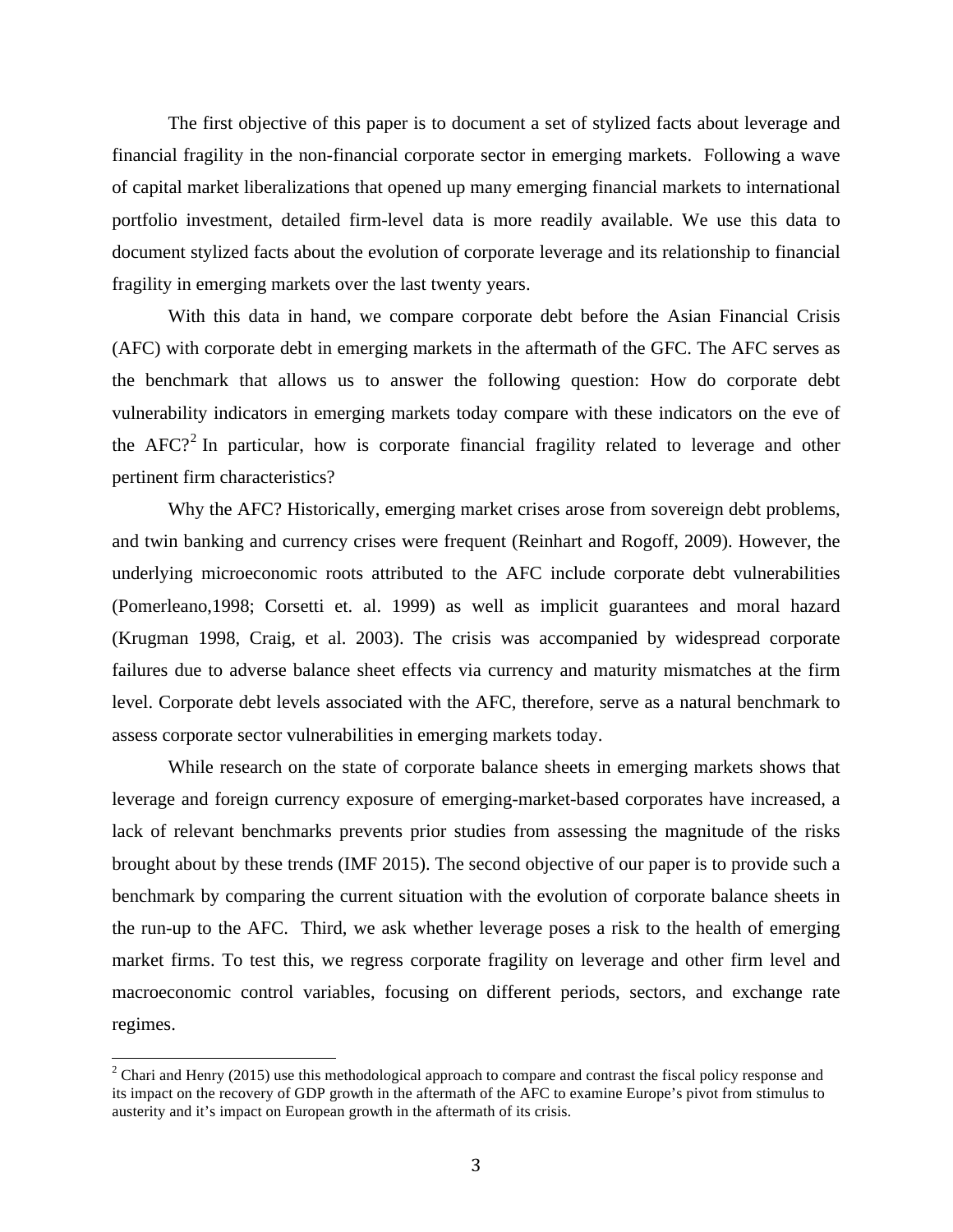The first objective of this paper is to document a set of stylized facts about leverage and financial fragility in the non-financial corporate sector in emerging markets. Following a wave of capital market liberalizations that opened up many emerging financial markets to international portfolio investment, detailed firm-level data is more readily available. We use this data to document stylized facts about the evolution of corporate leverage and its relationship to financial fragility in emerging markets over the last twenty years.

With this data in hand, we compare corporate debt before the Asian Financial Crisis (AFC) with corporate debt in emerging markets in the aftermath of the GFC. The AFC serves as the benchmark that allows us to answer the following question: How do corporate debt vulnerability indicators in emerging markets today compare with these indicators on the eve of the AFC?[2] In particular, how is corporate financial fragility related to leverage and other pertinent firm characteristics?

Why the AFC? Historically, emerging market crises arose from sovereign debt problems, and twin banking and currency crises were frequent (Reinhart and Rogoff, 2009). However, the underlying microeconomic roots attributed to the AFC include corporate debt vulnerabilities (Pomerleano,1998; Corsetti et. al. 1999) as well as implicit guarantees and moral hazard (Krugman 1998, Craig, et al. 2003). The crisis was accompanied by widespread corporate failures due to adverse balance sheet effects via currency and maturity mismatches at the firm level. Corporate debt levels associated with the AFC, therefore, serve as a natural benchmark to assess corporate sector vulnerabilities in emerging markets today.

While research on the state of corporate balance sheets in emerging markets shows that leverage and foreign currency exposure of emerging-market-based corporates have increased, a lack of relevant benchmarks prevents prior studies from assessing the magnitude of the risks brought about by these trends (IMF 2015). The second objective of our paper is to provide such a benchmark by comparing the current situation with the evolution of corporate balance sheets in the run-up to the AFC. Third, we ask whether leverage poses a risk to the health of emerging market firms. To test this, we regress corporate fragility on leverage and other firm level and macroeconomic control variables, focusing on different periods, sectors, and exchange rate regimes.

[2] Chari and Henry (2015) use this methodological approach to compare and contrast the fiscal policy response and its impact on the recovery of GDP growth in the aftermath of the AFC to examine Europe's pivot from stimulus to austerity and it's impact on European growth in the aftermath of its crisis.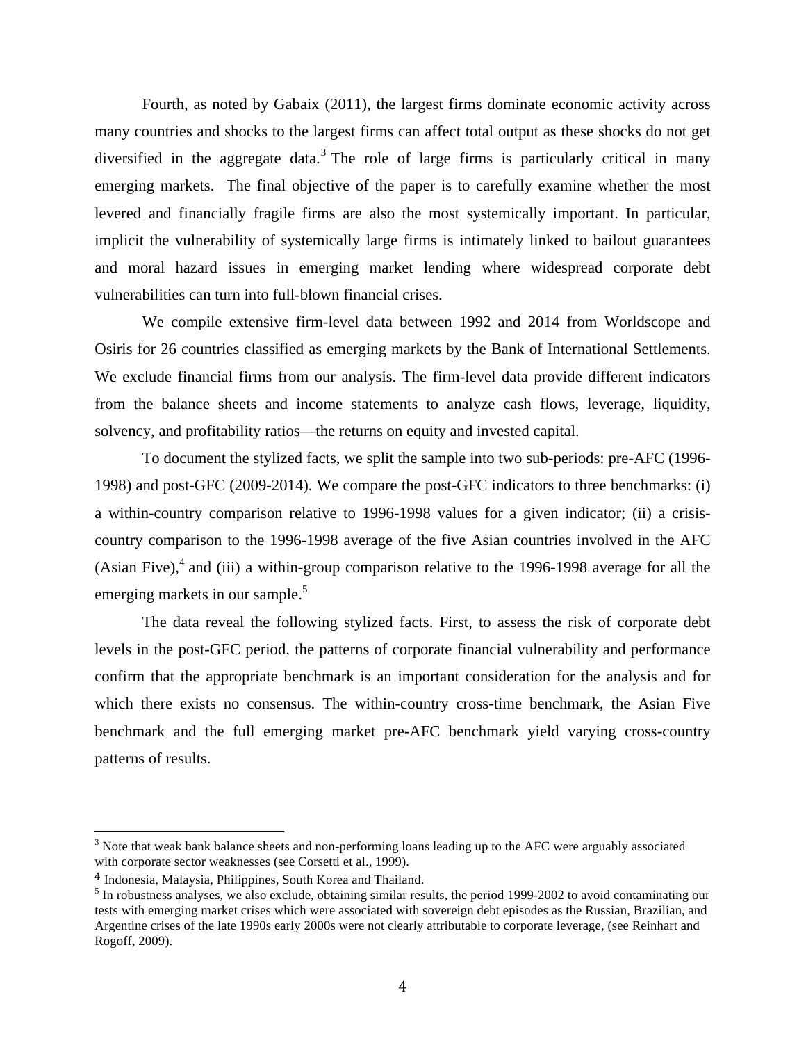Fourth, as noted by Gabaix (2011), the largest firms dominate economic activity across many countries and shocks to the largest firms can affect total output as these shocks do not get diversified in the aggregate data.[3] The role of large firms is particularly critical in many emerging markets. The final objective of the paper is to carefully examine whether the most levered and financially fragile firms are also the most systemically important. In particular, implicit the vulnerability of systemically large firms is intimately linked to bailout guarantees and moral hazard issues in emerging market lending where widespread corporate debt vulnerabilities can turn into full-blown financial crises.

We compile extensive firm-level data between 1992 and 2014 from Worldscope and Osiris for 26 countries classified as emerging markets by the Bank of International Settlements. We exclude financial firms from our analysis. The firm-level data provide different indicators from the balance sheets and income statements to analyze cash flows, leverage, liquidity, solvency, and profitability ratios—the returns on equity and invested capital.

To document the stylized facts, we split the sample into two sub-periods: pre-AFC (1996-1998) and post-GFC (2009-2014). We compare the post-GFC indicators to three benchmarks: (i) a within-country comparison relative to 1996-1998 values for a given indicator; (ii) a crisis-country comparison to the 1996-1998 average of the five Asian countries involved in the AFC (Asian Five),[4] and (iii) a within-group comparison relative to the 1996-1998 average for all the emerging markets in our sample.[5]

The data reveal the following stylized facts. First, to assess the risk of corporate debt levels in the post-GFC period, the patterns of corporate financial vulnerability and performance confirm that the appropriate benchmark is an important consideration for the analysis and for which there exists no consensus. The within-country cross-time benchmark, the Asian Five benchmark and the full emerging market pre-AFC benchmark yield varying cross-country patterns of results.

---

[3] Note that weak bank balance sheets and non-performing loans leading up to the AFC were arguably associated with corporate sector weaknesses (see Corsetti et al., 1999).

[4] Indonesia, Malaysia, Philippines, South Korea and Thailand.

[5] In robustness analyses, we also exclude, obtaining similar results, the period 1999-2002 to avoid contaminating our tests with emerging market crises which were associated with sovereign debt episodes as the Russian, Brazilian, and Argentine crises of the late 1990s early 2000s were not clearly attributable to corporate leverage, (see Reinhart and Rogoff, 2009).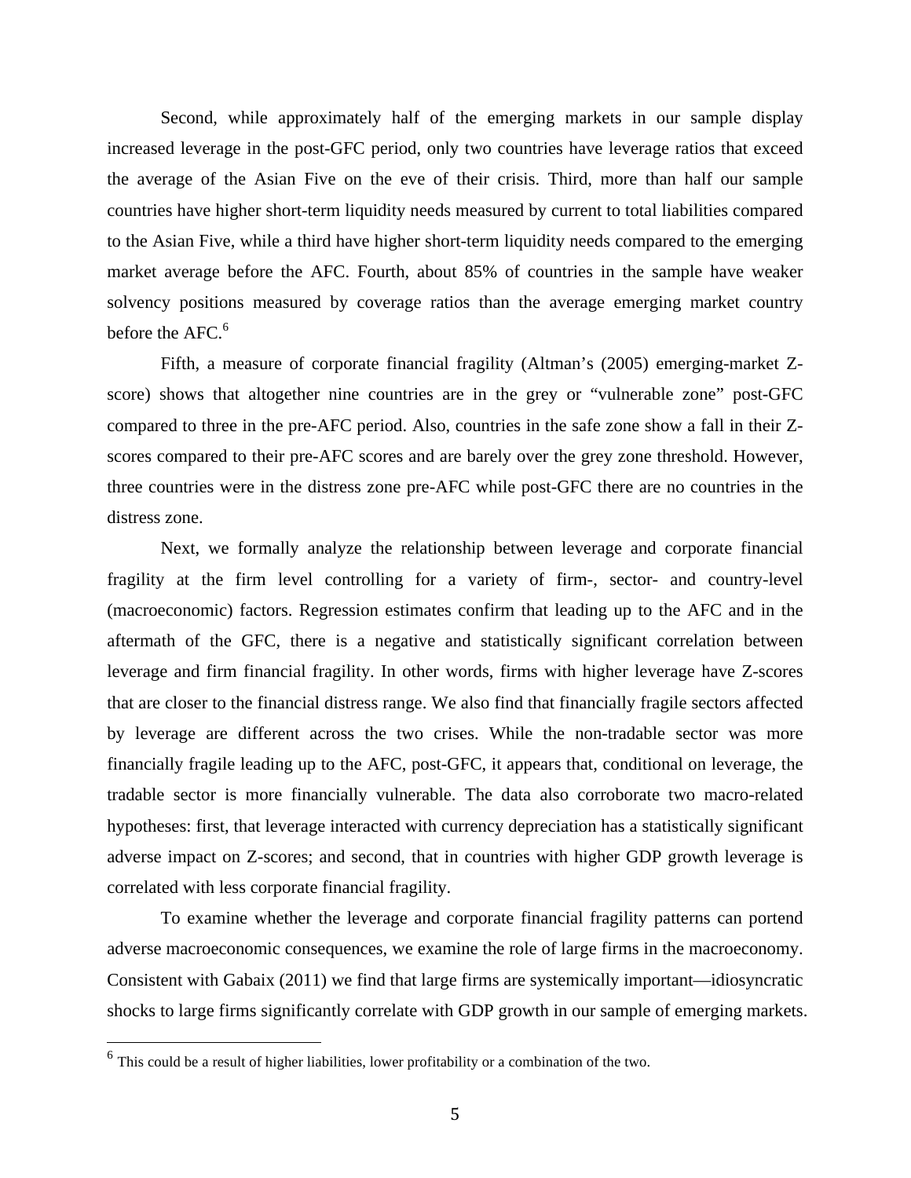Second, while approximately half of the emerging markets in our sample display increased leverage in the post-GFC period, only two countries have leverage ratios that exceed the average of the Asian Five on the eve of their crisis. Third, more than half our sample countries have higher short-term liquidity needs measured by current to total liabilities compared to the Asian Five, while a third have higher short-term liquidity needs compared to the emerging market average before the AFC. Fourth, about 85% of countries in the sample have weaker solvency positions measured by coverage ratios than the average emerging market country before the AFC.[6]

Fifth, a measure of corporate financial fragility (Altman's (2005) emerging-market Z-score) shows that altogether nine countries are in the grey or "vulnerable zone" post-GFC compared to three in the pre-AFC period. Also, countries in the safe zone show a fall in their Z-scores compared to their pre-AFC scores and are barely over the grey zone threshold. However, three countries were in the distress zone pre-AFC while post-GFC there are no countries in the distress zone.

Next, we formally analyze the relationship between leverage and corporate financial fragility at the firm level controlling for a variety of firm-, sector- and country-level (macroeconomic) factors. Regression estimates confirm that leading up to the AFC and in the aftermath of the GFC, there is a negative and statistically significant correlation between leverage and firm financial fragility. In other words, firms with higher leverage have Z-scores that are closer to the financial distress range. We also find that financially fragile sectors affected by leverage are different across the two crises. While the non-tradable sector was more financially fragile leading up to the AFC, post-GFC, it appears that, conditional on leverage, the tradable sector is more financially vulnerable. The data also corroborate two macro-related hypotheses: first, that leverage interacted with currency depreciation has a statistically significant adverse impact on Z-scores; and second, that in countries with higher GDP growth leverage is correlated with less corporate financial fragility.

To examine whether the leverage and corporate financial fragility patterns can portend adverse macroeconomic consequences, we examine the role of large firms in the macroeconomy. Consistent with Gabaix (2011) we find that large firms are systemically important—idiosyncratic shocks to large firms significantly correlate with GDP growth in our sample of emerging markets.

[6] This could be a result of higher liabilities, lower profitability or a combination of the two.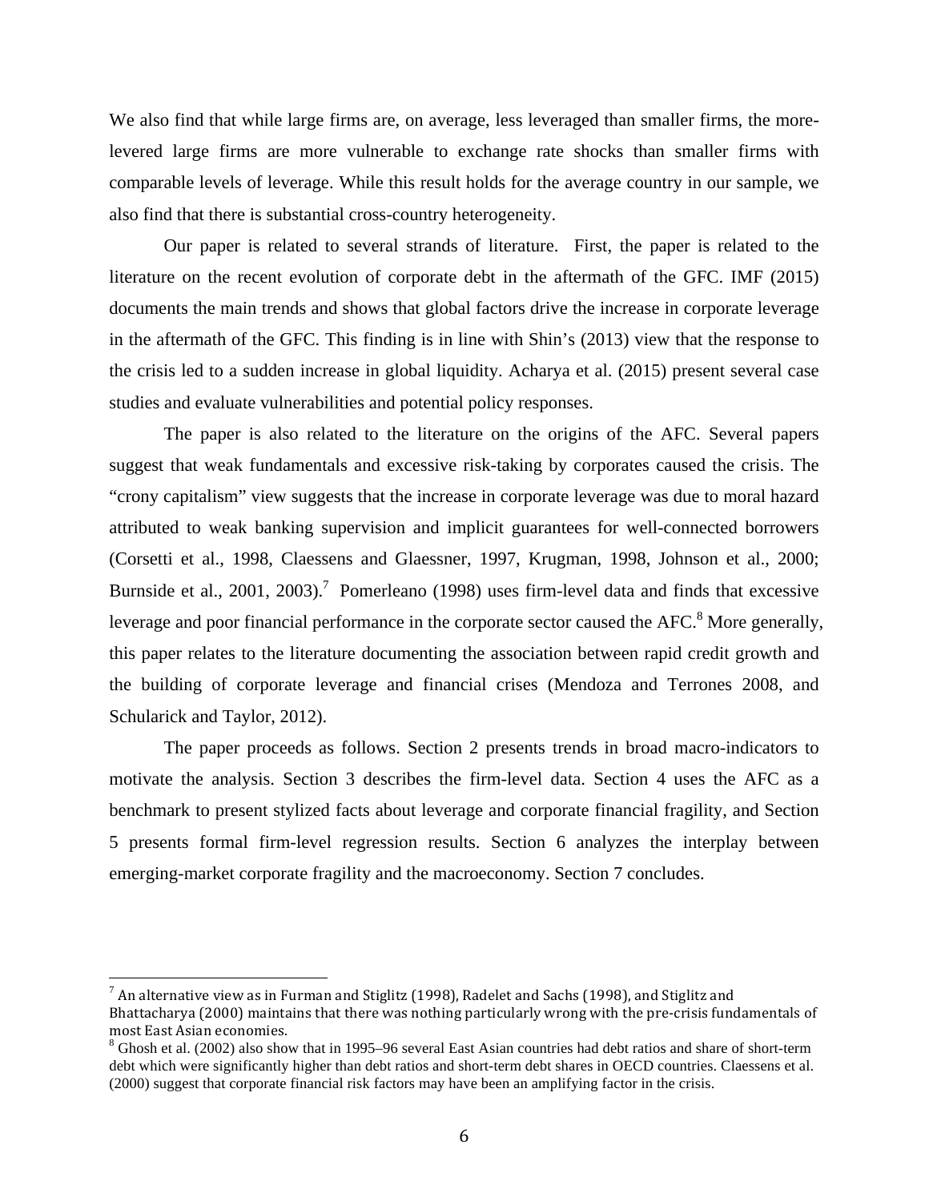We also find that while large firms are, on average, less leveraged than smaller firms, the more-levered large firms are more vulnerable to exchange rate shocks than smaller firms with comparable levels of leverage. While this result holds for the average country in our sample, we also find that there is substantial cross-country heterogeneity.

Our paper is related to several strands of literature. First, the paper is related to the literature on the recent evolution of corporate debt in the aftermath of the GFC. IMF (2015) documents the main trends and shows that global factors drive the increase in corporate leverage in the aftermath of the GFC. This finding is in line with Shin's (2013) view that the response to the crisis led to a sudden increase in global liquidity. Acharya et al. (2015) present several case studies and evaluate vulnerabilities and potential policy responses.

The paper is also related to the literature on the origins of the AFC. Several papers suggest that weak fundamentals and excessive risk-taking by corporates caused the crisis. The "crony capitalism" view suggests that the increase in corporate leverage was due to moral hazard attributed to weak banking supervision and implicit guarantees for well-connected borrowers (Corsetti et al., 1998, Claessens and Glaessner, 1997, Krugman, 1998, Johnson et al., 2000; Burnside et al., 2001, 2003).[7] Pomerleano (1998) uses firm-level data and finds that excessive leverage and poor financial performance in the corporate sector caused the AFC.[8] More generally, this paper relates to the literature documenting the association between rapid credit growth and the building of corporate leverage and financial crises (Mendoza and Terrones 2008, and Schularick and Taylor, 2012).

The paper proceeds as follows. Section 2 presents trends in broad macro-indicators to motivate the analysis. Section 3 describes the firm-level data. Section 4 uses the AFC as a benchmark to present stylized facts about leverage and corporate financial fragility, and Section 5 presents formal firm-level regression results. Section 6 analyzes the interplay between emerging-market corporate fragility and the macroeconomy. Section 7 concludes.

---

[7] An alternative view as in Furman and Stiglitz (1998), Radelet and Sachs (1998), and Stiglitz and Bhattacharya (2000) maintains that there was nothing particularly wrong with the pre-crisis fundamentals of most East Asian economies.

[8] Ghosh et al. (2002) also show that in 1995–96 several East Asian countries had debt ratios and share of short-term debt which were significantly higher than debt ratios and short-term debt shares in OECD countries. Claessens et al. (2000) suggest that corporate financial risk factors may have been an amplifying factor in the crisis.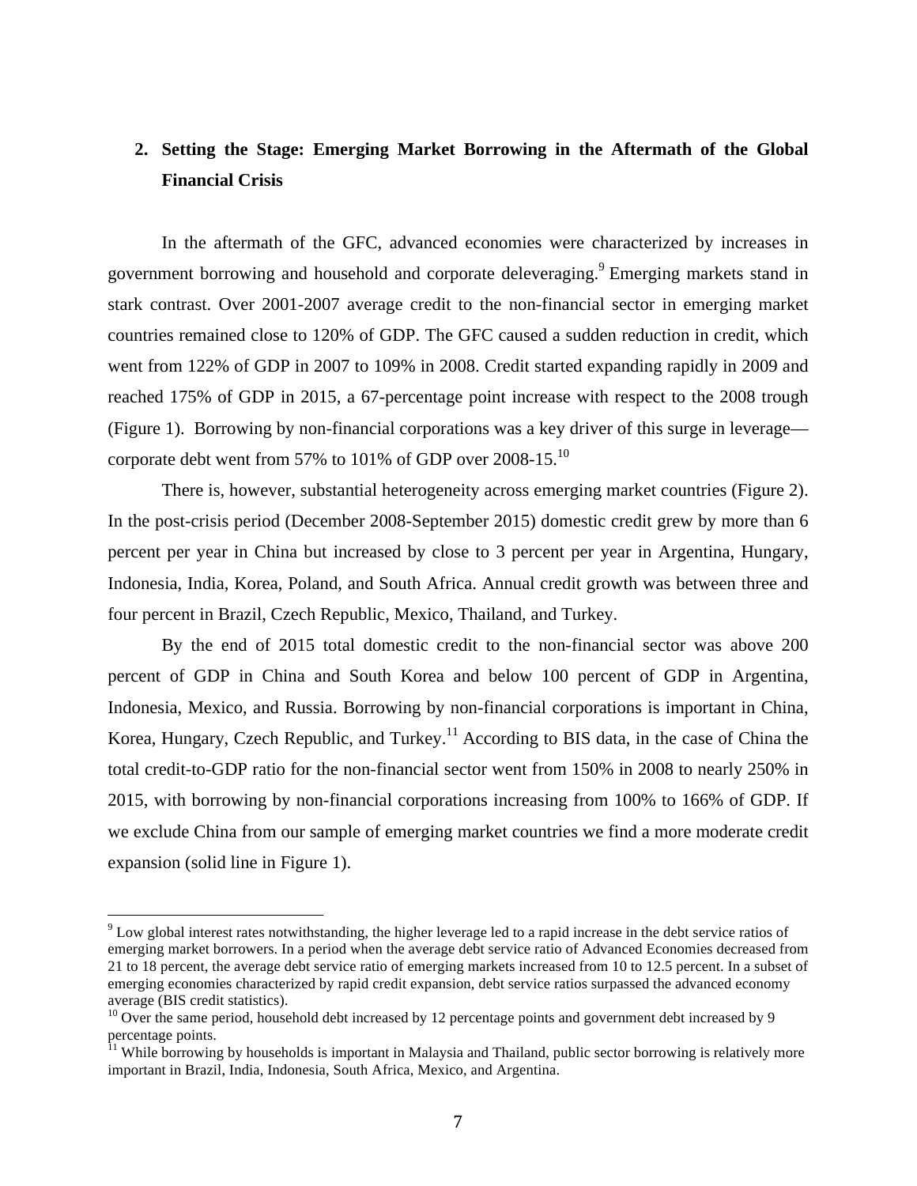## 2. Setting the Stage: Emerging Market Borrowing in the Aftermath of the Global Financial Crisis

In the aftermath of the GFC, advanced economies were characterized by increases in government borrowing and household and corporate deleveraging.[9] Emerging markets stand in stark contrast. Over 2001-2007 average credit to the non-financial sector in emerging market countries remained close to 120% of GDP. The GFC caused a sudden reduction in credit, which went from 122% of GDP in 2007 to 109% in 2008. Credit started expanding rapidly in 2009 and reached 175% of GDP in 2015, a 67-percentage point increase with respect to the 2008 trough (Figure 1). Borrowing by non-financial corporations was a key driver of this surge in leverage—corporate debt went from 57% to 101% of GDP over 2008-15.[10]

There is, however, substantial heterogeneity across emerging market countries (Figure 2). In the post-crisis period (December 2008-September 2015) domestic credit grew by more than 6 percent per year in China but increased by close to 3 percent per year in Argentina, Hungary, Indonesia, India, Korea, Poland, and South Africa. Annual credit growth was between three and four percent in Brazil, Czech Republic, Mexico, Thailand, and Turkey.

By the end of 2015 total domestic credit to the non-financial sector was above 200 percent of GDP in China and South Korea and below 100 percent of GDP in Argentina, Indonesia, Mexico, and Russia. Borrowing by non-financial corporations is important in China, Korea, Hungary, Czech Republic, and Turkey.[11] According to BIS data, in the case of China the total credit-to-GDP ratio for the non-financial sector went from 150% in 2008 to nearly 250% in 2015, with borrowing by non-financial corporations increasing from 100% to 166% of GDP. If we exclude China from our sample of emerging market countries we find a more moderate credit expansion (solid line in Figure 1).

---

[9] Low global interest rates notwithstanding, the higher leverage led to a rapid increase in the debt service ratios of emerging market borrowers. In a period when the average debt service ratio of Advanced Economies decreased from 21 to 18 percent, the average debt service ratio of emerging markets increased from 10 to 12.5 percent. In a subset of emerging economies characterized by rapid credit expansion, debt service ratios surpassed the advanced economy average (BIS credit statistics).

[10] Over the same period, household debt increased by 12 percentage points and government debt increased by 9 percentage points.

[11] While borrowing by households is important in Malaysia and Thailand, public sector borrowing is relatively more important in Brazil, India, Indonesia, South Africa, Mexico, and Argentina.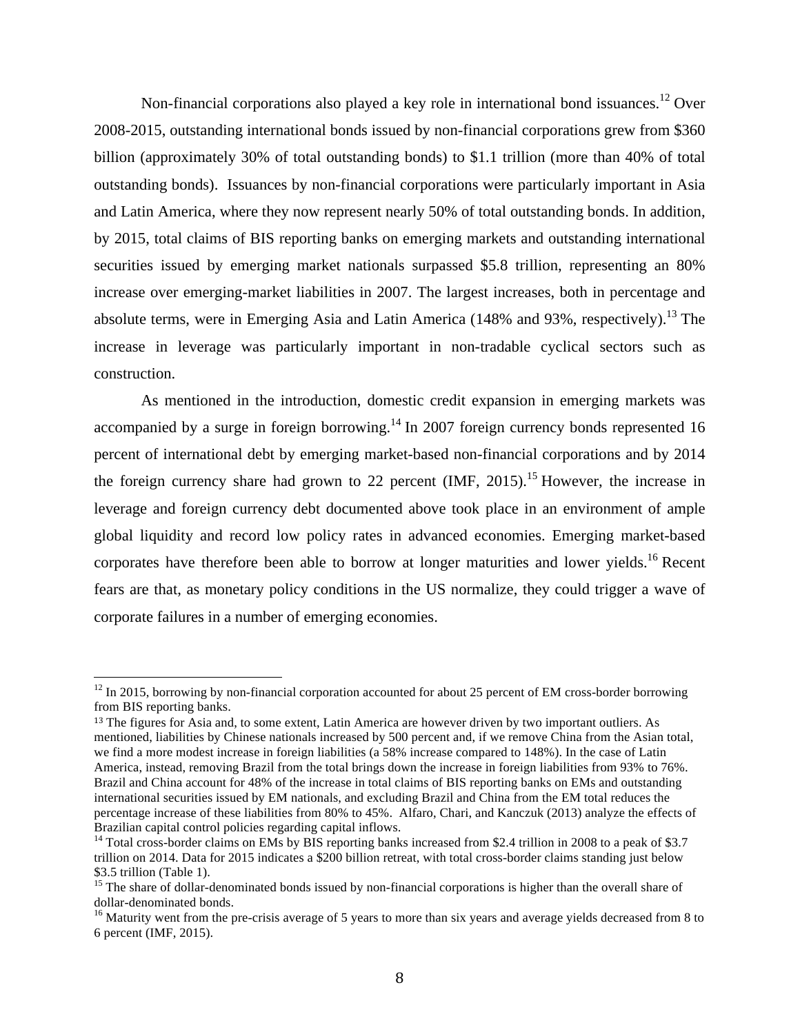Non-financial corporations also played a key role in international bond issuances.[12] Over 2008-2015, outstanding international bonds issued by non-financial corporations grew from $360 billion (approximately 30% of total outstanding bonds) to $1.1 trillion (more than 40% of total outstanding bonds). Issuances by non-financial corporations were particularly important in Asia and Latin America, where they now represent nearly 50% of total outstanding bonds. In addition, by 2015, total claims of BIS reporting banks on emerging markets and outstanding international securities issued by emerging market nationals surpassed $5.8 trillion, representing an 80% increase over emerging-market liabilities in 2007. The largest increases, both in percentage and absolute terms, were in Emerging Asia and Latin America (148% and 93%, respectively).[13] The increase in leverage was particularly important in non-tradable cyclical sectors such as construction.

As mentioned in the introduction, domestic credit expansion in emerging markets was accompanied by a surge in foreign borrowing.[14] In 2007 foreign currency bonds represented 16 percent of international debt by emerging market-based non-financial corporations and by 2014 the foreign currency share had grown to 22 percent (IMF, 2015).[15] However, the increase in leverage and foreign currency debt documented above took place in an environment of ample global liquidity and record low policy rates in advanced economies. Emerging market-based corporates have therefore been able to borrow at longer maturities and lower yields.[16] Recent fears are that, as monetary policy conditions in the US normalize, they could trigger a wave of corporate failures in a number of emerging economies.

---

[12] In 2015, borrowing by non-financial corporation accounted for about 25 percent of EM cross-border borrowing from BIS reporting banks.

[13] The figures for Asia and, to some extent, Latin America are however driven by two important outliers. As mentioned, liabilities by Chinese nationals increased by 500 percent and, if we remove China from the Asian total, we find a more modest increase in foreign liabilities (a 58% increase compared to 148%). In the case of Latin America, instead, removing Brazil from the total brings down the increase in foreign liabilities from 93% to 76%. Brazil and China account for 48% of the increase in total claims of BIS reporting banks on EMs and outstanding international securities issued by EM nationals, and excluding Brazil and China from the EM total reduces the percentage increase of these liabilities from 80% to 45%. Alfaro, Chari, and Kanczuk (2013) analyze the effects of Brazilian capital control policies regarding capital inflows.

[14] Total cross-border claims on EMs by BIS reporting banks increased from $2.4 trillion in 2008 to a peak of $3.7 trillion on 2014. Data for 2015 indicates a $200 billion retreat, with total cross-border claims standing just below $3.5 trillion (Table 1).

[15] The share of dollar-denominated bonds issued by non-financial corporations is higher than the overall share of dollar-denominated bonds.

[16] Maturity went from the pre-crisis average of 5 years to more than six years and average yields decreased from 8 to 6 percent (IMF, 2015).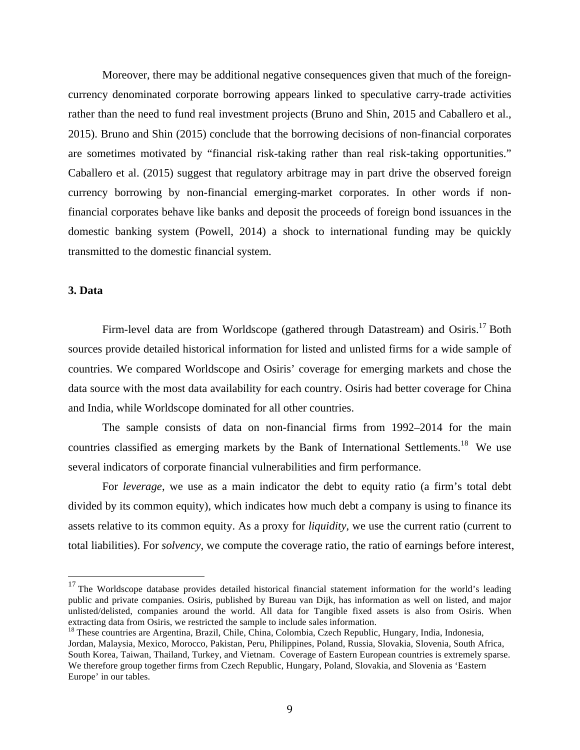Moreover, there may be additional negative consequences given that much of the foreign-currency denominated corporate borrowing appears linked to speculative carry-trade activities rather than the need to fund real investment projects (Bruno and Shin, 2015 and Caballero et al., 2015). Bruno and Shin (2015) conclude that the borrowing decisions of non-financial corporates are sometimes motivated by "financial risk-taking rather than real risk-taking opportunities." Caballero et al. (2015) suggest that regulatory arbitrage may in part drive the observed foreign currency borrowing by non-financial emerging-market corporates. In other words if non-financial corporates behave like banks and deposit the proceeds of foreign bond issuances in the domestic banking system (Powell, 2014) a shock to international funding may be quickly transmitted to the domestic financial system.

### 3. Data

Firm-level data are from Worldscope (gathered through Datastream) and Osiris.[17] Both sources provide detailed historical information for listed and unlisted firms for a wide sample of countries. We compared Worldscope and Osiris' coverage for emerging markets and chose the data source with the most data availability for each country. Osiris had better coverage for China and India, while Worldscope dominated for all other countries.

The sample consists of data on non-financial firms from 1992–2014 for the main countries classified as emerging markets by the Bank of International Settlements.[18] We use several indicators of corporate financial vulnerabilities and firm performance.

For *leverage*, we use as a main indicator the debt to equity ratio (a firm's total debt divided by its common equity), which indicates how much debt a company is using to finance its assets relative to its common equity. As a proxy for *liquidity*, we use the current ratio (current to total liabilities). For *solvency*, we compute the coverage ratio, the ratio of earnings before interest,

---

[17] The Worldscope database provides detailed historical financial statement information for the world's leading public and private companies. Osiris, published by Bureau van Dijk, has information as well on listed, and major unlisted/delisted, companies around the world. All data for Tangible fixed assets is also from Osiris. When extracting data from Osiris, we restricted the sample to include sales information.

[18] These countries are Argentina, Brazil, Chile, China, Colombia, Czech Republic, Hungary, India, Indonesia, Jordan, Malaysia, Mexico, Morocco, Pakistan, Peru, Philippines, Poland, Russia, Slovakia, Slovenia, South Africa, South Korea, Taiwan, Thailand, Turkey, and Vietnam. Coverage of Eastern European countries is extremely sparse. We therefore group together firms from Czech Republic, Hungary, Poland, Slovakia, and Slovenia as 'Eastern Europe' in our tables.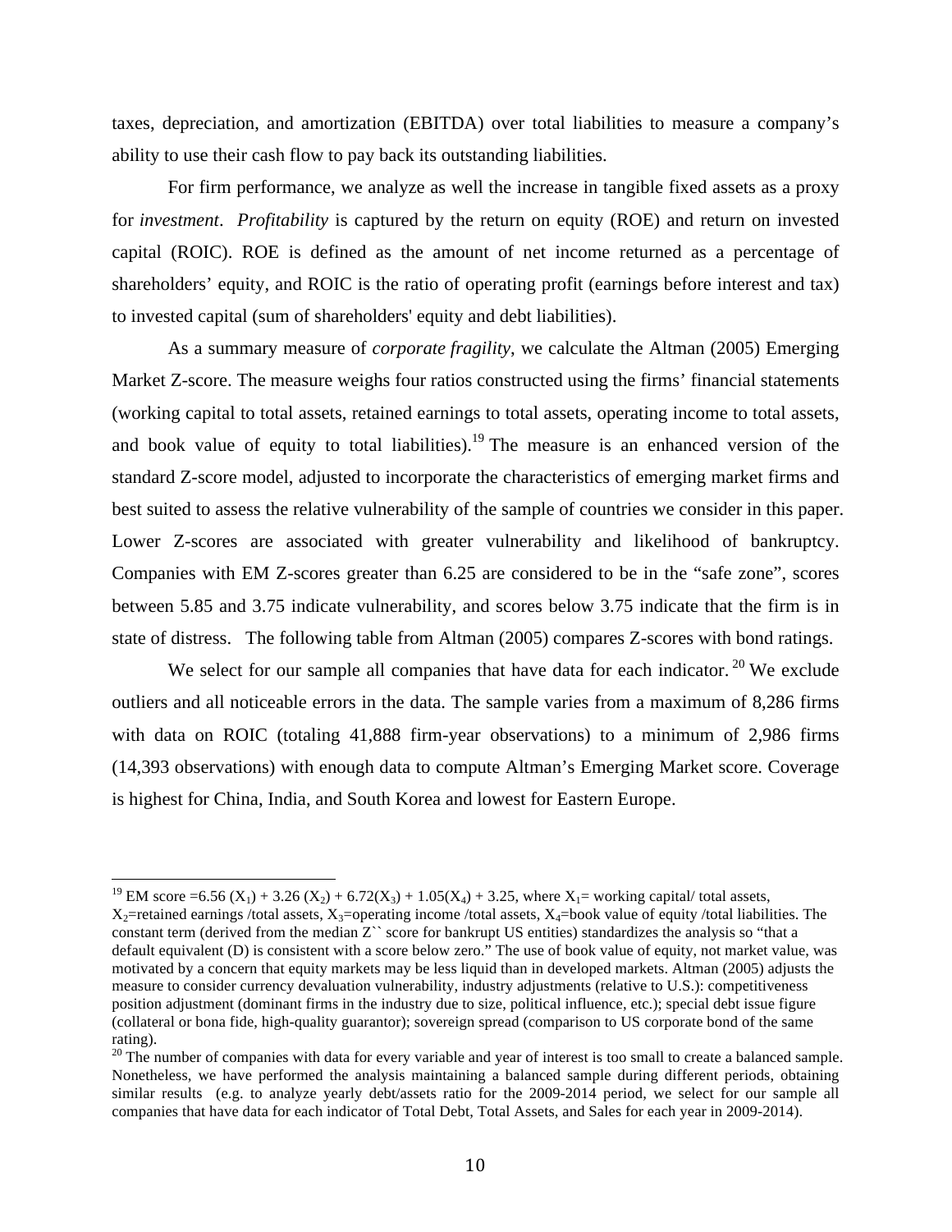taxes, depreciation, and amortization (EBITDA) over total liabilities to measure a company's ability to use their cash flow to pay back its outstanding liabilities.

For firm performance, we analyze as well the increase in tangible fixed assets as a proxy for *investment*. *Profitability* is captured by the return on equity (ROE) and return on invested capital (ROIC). ROE is defined as the amount of net income returned as a percentage of shareholders' equity, and ROIC is the ratio of operating profit (earnings before interest and tax) to invested capital (sum of shareholders' equity and debt liabilities).

As a summary measure of *corporate fragility*, we calculate the Altman (2005) Emerging Market Z-score. The measure weighs four ratios constructed using the firms' financial statements (working capital to total assets, retained earnings to total assets, operating income to total assets, and book value of equity to total liabilities).[19] The measure is an enhanced version of the standard Z-score model, adjusted to incorporate the characteristics of emerging market firms and best suited to assess the relative vulnerability of the sample of countries we consider in this paper. Lower Z-scores are associated with greater vulnerability and likelihood of bankruptcy. Companies with EM Z-scores greater than 6.25 are considered to be in the "safe zone", scores between 5.85 and 3.75 indicate vulnerability, and scores below 3.75 indicate that the firm is in state of distress. The following table from Altman (2005) compares Z-scores with bond ratings.

We select for our sample all companies that have data for each indicator.[20] We exclude outliers and all noticeable errors in the data. The sample varies from a maximum of 8,286 firms with data on ROIC (totaling 41,888 firm-year observations) to a minimum of 2,986 firms (14,393 observations) with enough data to compute Altman's Emerging Market score. Coverage is highest for China, India, and South Korea and lowest for Eastern Europe.

---

[19] EM score $=6.56\,(X_1) + 3.26\,(X_2) + 6.72(X_3) + 1.05(X_4) + 3.25$, where $X_1$= working capital/ total assets, $X_2$=retained earnings /total assets, $X_3$=operating income /total assets, $X_4$=book value of equity /total liabilities. The constant term (derived from the median Z`` score for bankrupt US entities) standardizes the analysis so "that a default equivalent (D) is consistent with a score below zero." The use of book value of equity, not market value, was motivated by a concern that equity markets may be less liquid than in developed markets. Altman (2005) adjusts the measure to consider currency devaluation vulnerability, industry adjustments (relative to U.S.): competitiveness position adjustment (dominant firms in the industry due to size, political influence, etc.); special debt issue figure (collateral or bona fide, high-quality guarantor); sovereign spread (comparison to US corporate bond of the same rating).

[20] The number of companies with data for every variable and year of interest is too small to create a balanced sample. Nonetheless, we have performed the analysis maintaining a balanced sample during different periods, obtaining similar results (e.g. to analyze yearly debt/assets ratio for the 2009-2014 period, we select for our sample all companies that have data for each indicator of Total Debt, Total Assets, and Sales for each year in 2009-2014).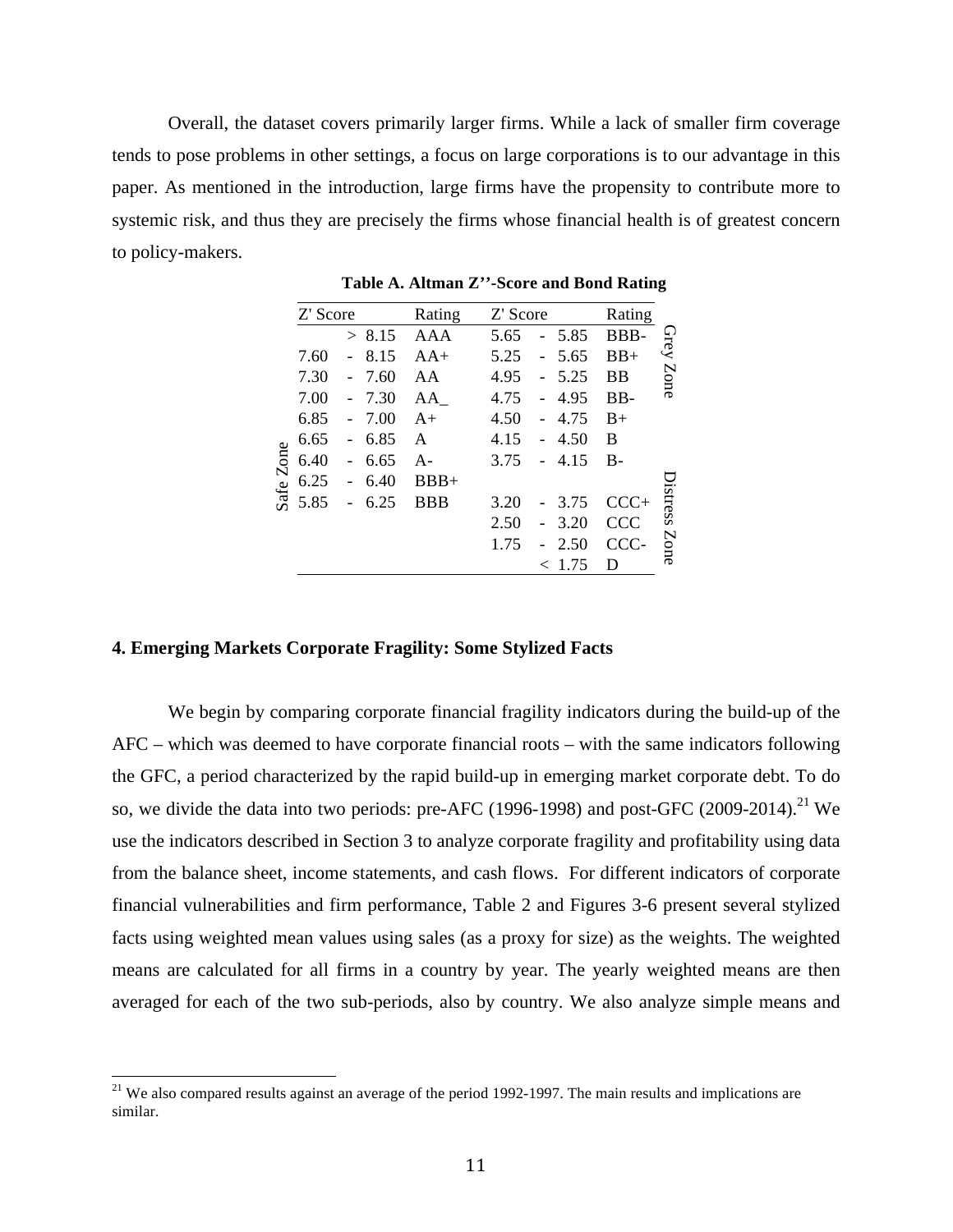Overall, the dataset covers primarily larger firms. While a lack of smaller firm coverage tends to pose problems in other settings, a focus on large corporations is to our advantage in this paper. As mentioned in the introduction, large firms have the propensity to contribute more to systemic risk, and thus they are precisely the firms whose financial health is of greatest concern to policy-makers.

**Table A. Altman Z''-Score and Bond Rating**

| | Z' Score | Rating | Z' Score | Rating | |
|---|---|---|---|---|---|
| Safe Zone | > 8.15 | AAA | 5.65 - 5.85 | BBB- | Grey Zone |
| | 7.60 - 8.15 | AA+ | 5.25 - 5.65 | BB+ | |
| | 7.30 - 7.60 | AA | 4.95 - 5.25 | BB | |
| | 7.00 - 7.30 | AA_ | 4.75 - 4.95 | BB- | |
| | 6.85 - 7.00 | A+ | 4.50 - 4.75 | B+ | |
| | 6.65 - 6.85 | A | 4.15 - 4.50 | B | |
| | 6.40 - 6.65 | A- | 3.75 - 4.15 | B- | |
| | 6.25 - 6.40 | BBB+ | | | Distress Zone |
| | 5.85 - 6.25 | BBB | 3.20 - 3.75 | CCC+ | |
| | | | 2.50 - 3.20 | CCC | |
| | | | 1.75 - 2.50 | CCC- | |
| | | | < 1.75 | D | |

## 4. Emerging Markets Corporate Fragility: Some Stylized Facts

We begin by comparing corporate financial fragility indicators during the build-up of the AFC – which was deemed to have corporate financial roots – with the same indicators following the GFC, a period characterized by the rapid build-up in emerging market corporate debt. To do so, we divide the data into two periods: pre-AFC (1996-1998) and post-GFC (2009-2014).[21] We use the indicators described in Section 3 to analyze corporate fragility and profitability using data from the balance sheet, income statements, and cash flows. For different indicators of corporate financial vulnerabilities and firm performance, Table 2 and Figures 3-6 present several stylized facts using weighted mean values using sales (as a proxy for size) as the weights. The weighted means are calculated for all firms in a country by year. The yearly weighted means are then averaged for each of the two sub-periods, also by country. We also analyze simple means and

[21] We also compared results against an average of the period 1992-1997. The main results and implications are similar.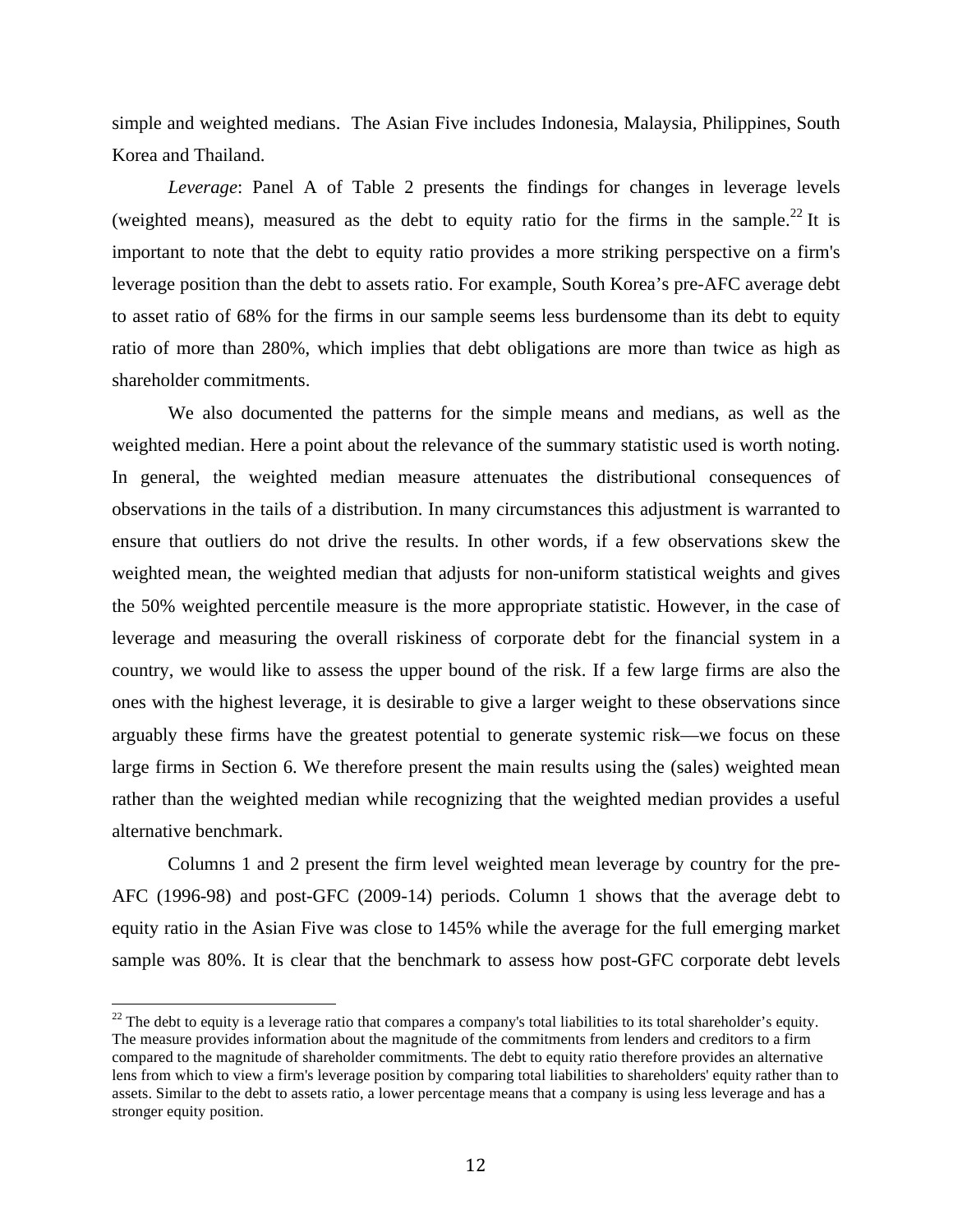simple and weighted medians. The Asian Five includes Indonesia, Malaysia, Philippines, South Korea and Thailand.

*Leverage*: Panel A of Table 2 presents the findings for changes in leverage levels (weighted means), measured as the debt to equity ratio for the firms in the sample.[22] It is important to note that the debt to equity ratio provides a more striking perspective on a firm's leverage position than the debt to assets ratio. For example, South Korea's pre-AFC average debt to asset ratio of 68% for the firms in our sample seems less burdensome than its debt to equity ratio of more than 280%, which implies that debt obligations are more than twice as high as shareholder commitments.

We also documented the patterns for the simple means and medians, as well as the weighted median. Here a point about the relevance of the summary statistic used is worth noting. In general, the weighted median measure attenuates the distributional consequences of observations in the tails of a distribution. In many circumstances this adjustment is warranted to ensure that outliers do not drive the results. In other words, if a few observations skew the weighted mean, the weighted median that adjusts for non-uniform statistical weights and gives the 50% weighted percentile measure is the more appropriate statistic. However, in the case of leverage and measuring the overall riskiness of corporate debt for the financial system in a country, we would like to assess the upper bound of the risk. If a few large firms are also the ones with the highest leverage, it is desirable to give a larger weight to these observations since arguably these firms have the greatest potential to generate systemic risk—we focus on these large firms in Section 6. We therefore present the main results using the (sales) weighted mean rather than the weighted median while recognizing that the weighted median provides a useful alternative benchmark.

Columns 1 and 2 present the firm level weighted mean leverage by country for the pre-AFC (1996-98) and post-GFC (2009-14) periods. Column 1 shows that the average debt to equity ratio in the Asian Five was close to 145% while the average for the full emerging market sample was 80%. It is clear that the benchmark to assess how post-GFC corporate debt levels

[22] The debt to equity is a leverage ratio that compares a company's total liabilities to its total shareholder's equity. The measure provides information about the magnitude of the commitments from lenders and creditors to a firm compared to the magnitude of shareholder commitments. The debt to equity ratio therefore provides an alternative lens from which to view a firm's leverage position by comparing total liabilities to shareholders' equity rather than to assets. Similar to the debt to assets ratio, a lower percentage means that a company is using less leverage and has a stronger equity position.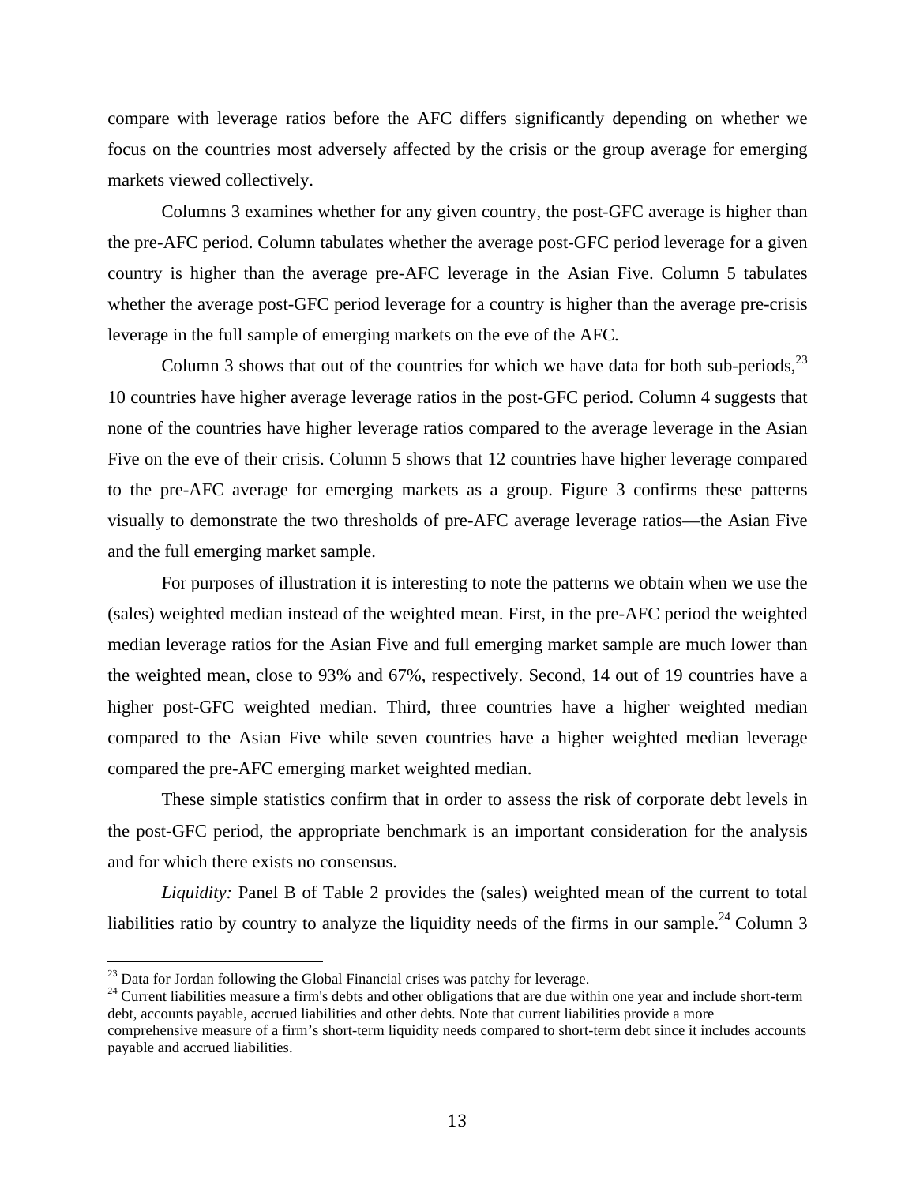compare with leverage ratios before the AFC differs significantly depending on whether we focus on the countries most adversely affected by the crisis or the group average for emerging markets viewed collectively.

Columns 3 examines whether for any given country, the post-GFC average is higher than the pre-AFC period. Column tabulates whether the average post-GFC period leverage for a given country is higher than the average pre-AFC leverage in the Asian Five. Column 5 tabulates whether the average post-GFC period leverage for a country is higher than the average pre-crisis leverage in the full sample of emerging markets on the eve of the AFC.

Column 3 shows that out of the countries for which we have data for both sub-periods,[23] 10 countries have higher average leverage ratios in the post-GFC period. Column 4 suggests that none of the countries have higher leverage ratios compared to the average leverage in the Asian Five on the eve of their crisis. Column 5 shows that 12 countries have higher leverage compared to the pre-AFC average for emerging markets as a group. Figure 3 confirms these patterns visually to demonstrate the two thresholds of pre-AFC average leverage ratios—the Asian Five and the full emerging market sample.

For purposes of illustration it is interesting to note the patterns we obtain when we use the (sales) weighted median instead of the weighted mean. First, in the pre-AFC period the weighted median leverage ratios for the Asian Five and full emerging market sample are much lower than the weighted mean, close to 93% and 67%, respectively. Second, 14 out of 19 countries have a higher post-GFC weighted median. Third, three countries have a higher weighted median compared to the Asian Five while seven countries have a higher weighted median leverage compared the pre-AFC emerging market weighted median.

These simple statistics confirm that in order to assess the risk of corporate debt levels in the post-GFC period, the appropriate benchmark is an important consideration for the analysis and for which there exists no consensus.

*Liquidity:* Panel B of Table 2 provides the (sales) weighted mean of the current to total liabilities ratio by country to analyze the liquidity needs of the firms in our sample.[24] Column 3

[23] Data for Jordan following the Global Financial crises was patchy for leverage.

[24] Current liabilities measure a firm's debts and other obligations that are due within one year and include short-term debt, accounts payable, accrued liabilities and other debts. Note that current liabilities provide a more comprehensive measure of a firm's short-term liquidity needs compared to short-term debt since it includes accounts payable and accrued liabilities.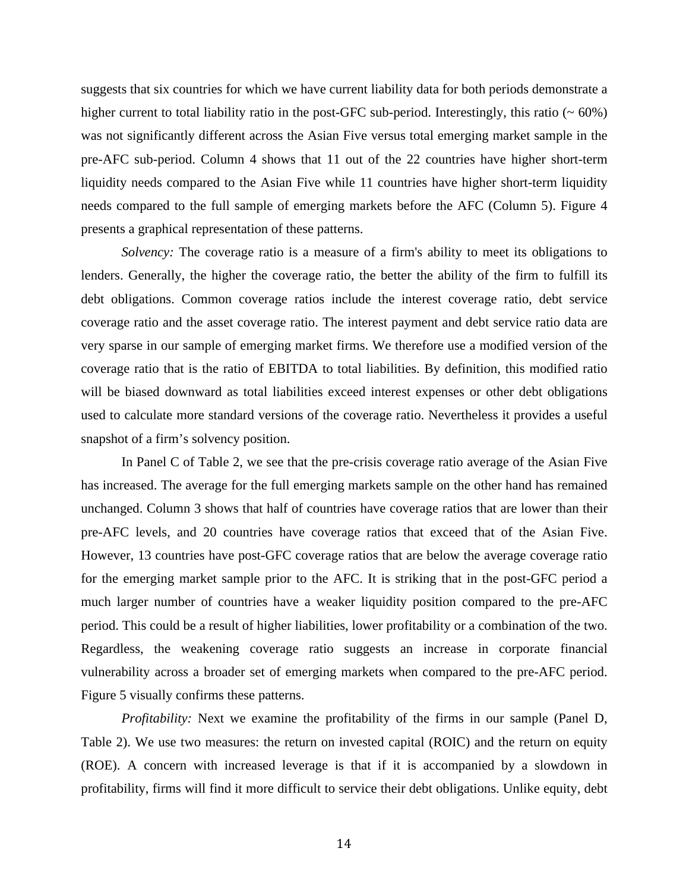suggests that six countries for which we have current liability data for both periods demonstrate a higher current to total liability ratio in the post-GFC sub-period. Interestingly, this ratio (~ 60%) was not significantly different across the Asian Five versus total emerging market sample in the pre-AFC sub-period. Column 4 shows that 11 out of the 22 countries have higher short-term liquidity needs compared to the Asian Five while 11 countries have higher short-term liquidity needs compared to the full sample of emerging markets before the AFC (Column 5). Figure 4 presents a graphical representation of these patterns.

*Solvency:* The coverage ratio is a measure of a firm's ability to meet its obligations to lenders. Generally, the higher the coverage ratio, the better the ability of the firm to fulfill its debt obligations. Common coverage ratios include the interest coverage ratio, debt service coverage ratio and the asset coverage ratio. The interest payment and debt service ratio data are very sparse in our sample of emerging market firms. We therefore use a modified version of the coverage ratio that is the ratio of EBITDA to total liabilities. By definition, this modified ratio will be biased downward as total liabilities exceed interest expenses or other debt obligations used to calculate more standard versions of the coverage ratio. Nevertheless it provides a useful snapshot of a firm's solvency position.

In Panel C of Table 2, we see that the pre-crisis coverage ratio average of the Asian Five has increased. The average for the full emerging markets sample on the other hand has remained unchanged. Column 3 shows that half of countries have coverage ratios that are lower than their pre-AFC levels, and 20 countries have coverage ratios that exceed that of the Asian Five. However, 13 countries have post-GFC coverage ratios that are below the average coverage ratio for the emerging market sample prior to the AFC. It is striking that in the post-GFC period a much larger number of countries have a weaker liquidity position compared to the pre-AFC period. This could be a result of higher liabilities, lower profitability or a combination of the two. Regardless, the weakening coverage ratio suggests an increase in corporate financial vulnerability across a broader set of emerging markets when compared to the pre-AFC period. Figure 5 visually confirms these patterns.

*Profitability:* Next we examine the profitability of the firms in our sample (Panel D, Table 2). We use two measures: the return on invested capital (ROIC) and the return on equity (ROE). A concern with increased leverage is that if it is accompanied by a slowdown in profitability, firms will find it more difficult to service their debt obligations. Unlike equity, debt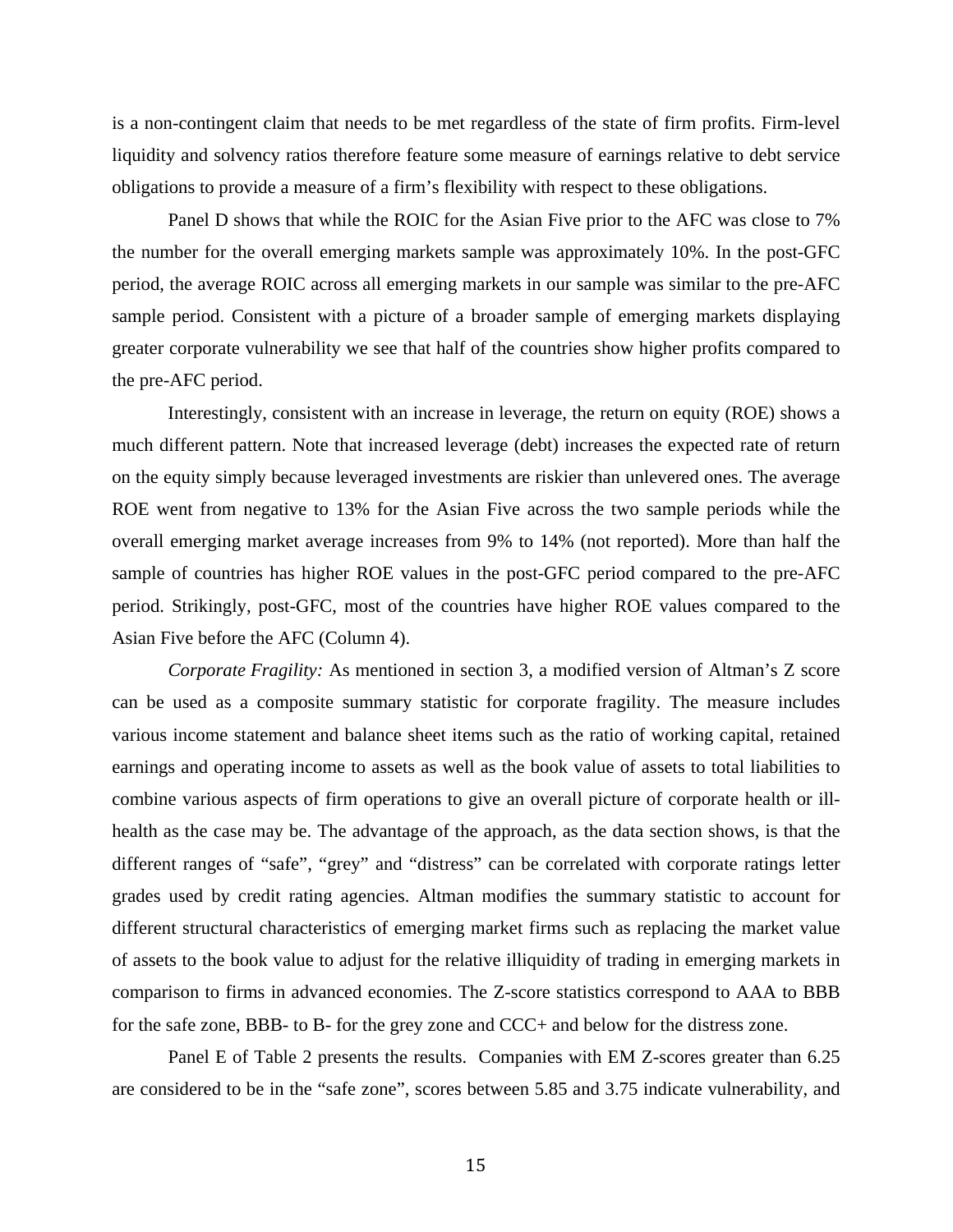is a non-contingent claim that needs to be met regardless of the state of firm profits. Firm-level liquidity and solvency ratios therefore feature some measure of earnings relative to debt service obligations to provide a measure of a firm's flexibility with respect to these obligations.

Panel D shows that while the ROIC for the Asian Five prior to the AFC was close to 7% the number for the overall emerging markets sample was approximately 10%. In the post-GFC period, the average ROIC across all emerging markets in our sample was similar to the pre-AFC sample period. Consistent with a picture of a broader sample of emerging markets displaying greater corporate vulnerability we see that half of the countries show higher profits compared to the pre-AFC period.

Interestingly, consistent with an increase in leverage, the return on equity (ROE) shows a much different pattern. Note that increased leverage (debt) increases the expected rate of return on the equity simply because leveraged investments are riskier than unlevered ones. The average ROE went from negative to 13% for the Asian Five across the two sample periods while the overall emerging market average increases from 9% to 14% (not reported). More than half the sample of countries has higher ROE values in the post-GFC period compared to the pre-AFC period. Strikingly, post-GFC, most of the countries have higher ROE values compared to the Asian Five before the AFC (Column 4).

*Corporate Fragility:* As mentioned in section 3, a modified version of Altman's Z score can be used as a composite summary statistic for corporate fragility. The measure includes various income statement and balance sheet items such as the ratio of working capital, retained earnings and operating income to assets as well as the book value of assets to total liabilities to combine various aspects of firm operations to give an overall picture of corporate health or ill-health as the case may be. The advantage of the approach, as the data section shows, is that the different ranges of "safe", "grey" and "distress" can be correlated with corporate ratings letter grades used by credit rating agencies. Altman modifies the summary statistic to account for different structural characteristics of emerging market firms such as replacing the market value of assets to the book value to adjust for the relative illiquidity of trading in emerging markets in comparison to firms in advanced economies. The Z-score statistics correspond to AAA to BBB for the safe zone, BBB- to B- for the grey zone and CCC+ and below for the distress zone.

Panel E of Table 2 presents the results. Companies with EM Z-scores greater than 6.25 are considered to be in the "safe zone", scores between 5.85 and 3.75 indicate vulnerability, and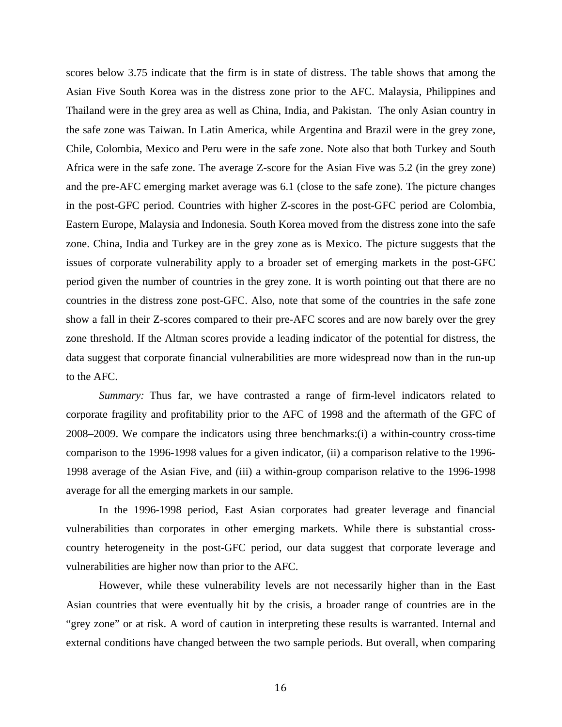scores below 3.75 indicate that the firm is in state of distress. The table shows that among the Asian Five South Korea was in the distress zone prior to the AFC. Malaysia, Philippines and Thailand were in the grey area as well as China, India, and Pakistan.  The only Asian country in the safe zone was Taiwan. In Latin America, while Argentina and Brazil were in the grey zone, Chile, Colombia, Mexico and Peru were in the safe zone. Note also that both Turkey and South Africa were in the safe zone. The average Z-score for the Asian Five was 5.2 (in the grey zone) and the pre-AFC emerging market average was 6.1 (close to the safe zone). The picture changes in the post-GFC period. Countries with higher Z-scores in the post-GFC period are Colombia, Eastern Europe, Malaysia and Indonesia. South Korea moved from the distress zone into the safe zone. China, India and Turkey are in the grey zone as is Mexico. The picture suggests that the issues of corporate vulnerability apply to a broader set of emerging markets in the post-GFC period given the number of countries in the grey zone. It is worth pointing out that there are no countries in the distress zone post-GFC. Also, note that some of the countries in the safe zone show a fall in their Z-scores compared to their pre-AFC scores and are now barely over the grey zone threshold. If the Altman scores provide a leading indicator of the potential for distress, the data suggest that corporate financial vulnerabilities are more widespread now than in the run-up to the AFC.

*Summary:* Thus far, we have contrasted a range of firm-level indicators related to corporate fragility and profitability prior to the AFC of 1998 and the aftermath of the GFC of 2008–2009. We compare the indicators using three benchmarks:(i) a within-country cross-time comparison to the 1996-1998 values for a given indicator, (ii) a comparison relative to the 1996-1998 average of the Asian Five, and (iii) a within-group comparison relative to the 1996-1998 average for all the emerging markets in our sample.

In the 1996-1998 period, East Asian corporates had greater leverage and financial vulnerabilities than corporates in other emerging markets. While there is substantial cross-country heterogeneity in the post-GFC period, our data suggest that corporate leverage and vulnerabilities are higher now than prior to the AFC.

However, while these vulnerability levels are not necessarily higher than in the East Asian countries that were eventually hit by the crisis, a broader range of countries are in the "grey zone" or at risk. A word of caution in interpreting these results is warranted. Internal and external conditions have changed between the two sample periods. But overall, when comparing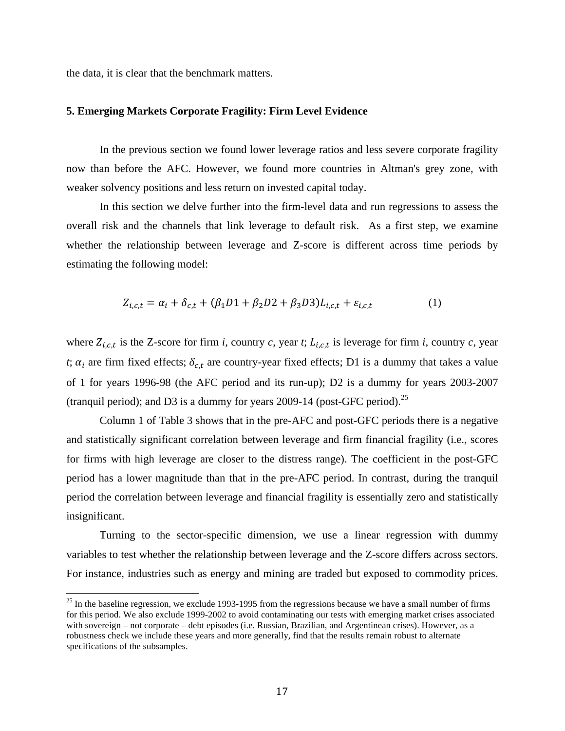the data, it is clear that the benchmark matters.

## 5. Emerging Markets Corporate Fragility: Firm Level Evidence

In the previous section we found lower leverage ratios and less severe corporate fragility now than before the AFC. However, we found more countries in Altman's grey zone, with weaker solvency positions and less return on invested capital today.

In this section we delve further into the firm-level data and run regressions to assess the overall risk and the channels that link leverage to default risk. As a first step, we examine whether the relationship between leverage and Z-score is different across time periods by estimating the following model:

$$Z_{i,c,t} = \alpha_i + \delta_{c,t} + (\beta_1 D1 + \beta_2 D2 + \beta_3 D3)L_{i,c,t} + \varepsilon_{i,c,t} \qquad (1)$$

where $Z_{i,c,t}$ is the Z-score for firm *i*, country *c*, year *t*; $L_{i,c,t}$ is leverage for firm *i*, country *c*, year *t*; $\alpha_i$ are firm fixed effects; $\delta_{c,t}$ are country-year fixed effects; D1 is a dummy that takes a value of 1 for years 1996-98 (the AFC period and its run-up); D2 is a dummy for years 2003-2007 (tranquil period); and D3 is a dummy for years 2009-14 (post-GFC period).[25]

Column 1 of Table 3 shows that in the pre-AFC and post-GFC periods there is a negative and statistically significant correlation between leverage and firm financial fragility (i.e., scores for firms with high leverage are closer to the distress range). The coefficient in the post-GFC period has a lower magnitude than that in the pre-AFC period. In contrast, during the tranquil period the correlation between leverage and financial fragility is essentially zero and statistically insignificant.

Turning to the sector-specific dimension, we use a linear regression with dummy variables to test whether the relationship between leverage and the Z-score differs across sectors. For instance, industries such as energy and mining are traded but exposed to commodity prices.

[25] In the baseline regression, we exclude 1993-1995 from the regressions because we have a small number of firms for this period. We also exclude 1999-2002 to avoid contaminating our tests with emerging market crises associated with sovereign – not corporate – debt episodes (i.e. Russian, Brazilian, and Argentinean crises). However, as a robustness check we include these years and more generally, find that the results remain robust to alternate specifications of the subsamples.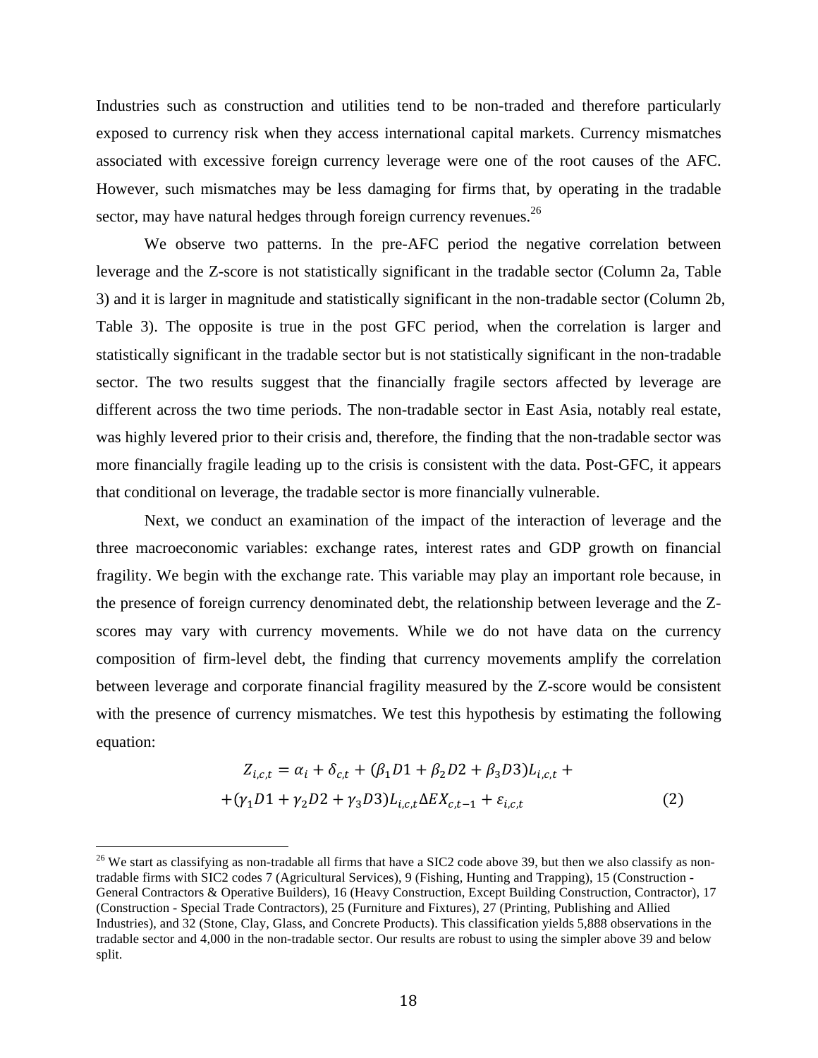Industries such as construction and utilities tend to be non-traded and therefore particularly exposed to currency risk when they access international capital markets. Currency mismatches associated with excessive foreign currency leverage were one of the root causes of the AFC. However, such mismatches may be less damaging for firms that, by operating in the tradable sector, may have natural hedges through foreign currency revenues.[26]

We observe two patterns. In the pre-AFC period the negative correlation between leverage and the Z-score is not statistically significant in the tradable sector (Column 2a, Table 3) and it is larger in magnitude and statistically significant in the non-tradable sector (Column 2b, Table 3). The opposite is true in the post GFC period, when the correlation is larger and statistically significant in the tradable sector but is not statistically significant in the non-tradable sector. The two results suggest that the financially fragile sectors affected by leverage are different across the two time periods. The non-tradable sector in East Asia, notably real estate, was highly levered prior to their crisis and, therefore, the finding that the non-tradable sector was more financially fragile leading up to the crisis is consistent with the data. Post-GFC, it appears that conditional on leverage, the tradable sector is more financially vulnerable.

Next, we conduct an examination of the impact of the interaction of leverage and the three macroeconomic variables: exchange rates, interest rates and GDP growth on financial fragility. We begin with the exchange rate. This variable may play an important role because, in the presence of foreign currency denominated debt, the relationship between leverage and the Z-scores may vary with currency movements. While we do not have data on the currency composition of firm-level debt, the finding that currency movements amplify the correlation between leverage and corporate financial fragility measured by the Z-score would be consistent with the presence of currency mismatches. We test this hypothesis by estimating the following equation:

$$Z_{i,c,t} = \alpha_i + \delta_{c,t} + (\beta_1 D1 + \beta_2 D2 + \beta_3 D3)L_{i,c,t} + \\ +(\gamma_1 D1 + \gamma_2 D2 + \gamma_3 D3)L_{i,c,t}\Delta EX_{c,t-1} + \varepsilon_{i,c,t} \qquad (2)$$

[26] We start as classifying as non-tradable all firms that have a SIC2 code above 39, but then we also classify as non-tradable firms with SIC2 codes 7 (Agricultural Services), 9 (Fishing, Hunting and Trapping), 15 (Construction - General Contractors & Operative Builders), 16 (Heavy Construction, Except Building Construction, Contractor), 17 (Construction - Special Trade Contractors), 25 (Furniture and Fixtures), 27 (Printing, Publishing and Allied Industries), and 32 (Stone, Clay, Glass, and Concrete Products). This classification yields 5,888 observations in the tradable sector and 4,000 in the non-tradable sector. Our results are robust to using the simpler above 39 and below split.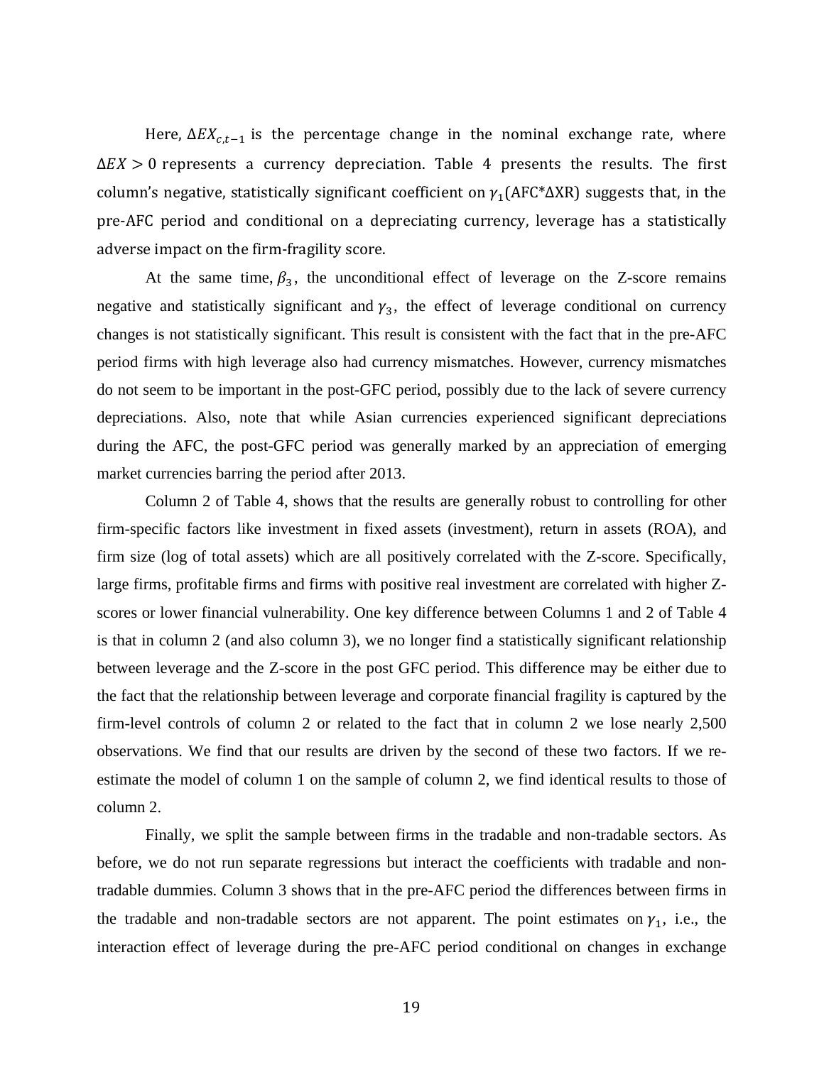Here, $\Delta EX_{c,t-1}$ is the percentage change in the nominal exchange rate, where $\Delta EX > 0$ represents a currency depreciation. Table 4 presents the results. The first column's negative, statistically significant coefficient on $\gamma_1$(AFC*ΔXR) suggests that, in the pre-AFC period and conditional on a depreciating currency, leverage has a statistically adverse impact on the firm-fragility score.

At the same time, $\beta_3$, the unconditional effect of leverage on the Z-score remains negative and statistically significant and $\gamma_3$, the effect of leverage conditional on currency changes is not statistically significant. This result is consistent with the fact that in the pre-AFC period firms with high leverage also had currency mismatches. However, currency mismatches do not seem to be important in the post-GFC period, possibly due to the lack of severe currency depreciations. Also, note that while Asian currencies experienced significant depreciations during the AFC, the post-GFC period was generally marked by an appreciation of emerging market currencies barring the period after 2013.

Column 2 of Table 4, shows that the results are generally robust to controlling for other firm-specific factors like investment in fixed assets (investment), return in assets (ROA), and firm size (log of total assets) which are all positively correlated with the Z-score. Specifically, large firms, profitable firms and firms with positive real investment are correlated with higher Z-scores or lower financial vulnerability. One key difference between Columns 1 and 2 of Table 4 is that in column 2 (and also column 3), we no longer find a statistically significant relationship between leverage and the Z-score in the post GFC period. This difference may be either due to the fact that the relationship between leverage and corporate financial fragility is captured by the firm-level controls of column 2 or related to the fact that in column 2 we lose nearly 2,500 observations. We find that our results are driven by the second of these two factors. If we re-estimate the model of column 1 on the sample of column 2, we find identical results to those of column 2.

Finally, we split the sample between firms in the tradable and non-tradable sectors. As before, we do not run separate regressions but interact the coefficients with tradable and non-tradable dummies. Column 3 shows that in the pre-AFC period the differences between firms in the tradable and non-tradable sectors are not apparent. The point estimates on $\gamma_1$, i.e., the interaction effect of leverage during the pre-AFC period conditional on changes in exchange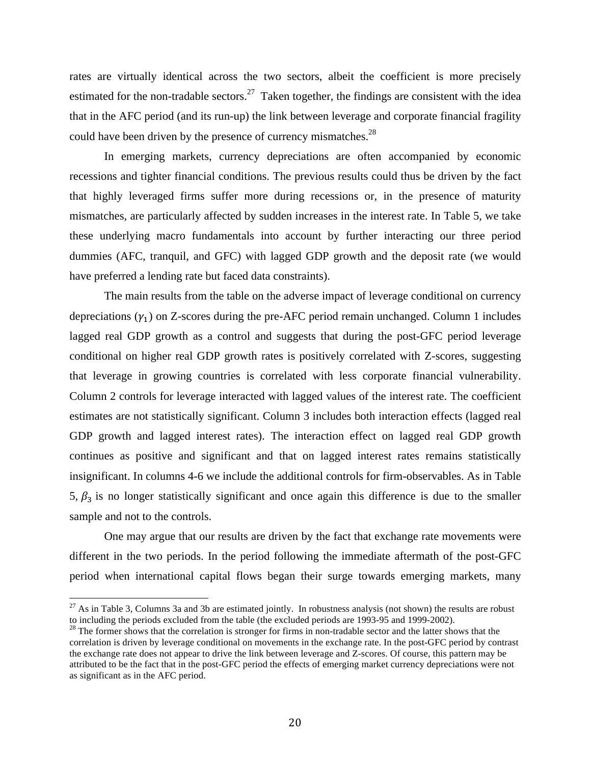rates are virtually identical across the two sectors, albeit the coefficient is more precisely estimated for the non-tradable sectors.[27] Taken together, the findings are consistent with the idea that in the AFC period (and its run-up) the link between leverage and corporate financial fragility could have been driven by the presence of currency mismatches.[28]

In emerging markets, currency depreciations are often accompanied by economic recessions and tighter financial conditions. The previous results could thus be driven by the fact that highly leveraged firms suffer more during recessions or, in the presence of maturity mismatches, are particularly affected by sudden increases in the interest rate. In Table 5, we take these underlying macro fundamentals into account by further interacting our three period dummies (AFC, tranquil, and GFC) with lagged GDP growth and the deposit rate (we would have preferred a lending rate but faced data constraints).

The main results from the table on the adverse impact of leverage conditional on currency depreciations ($\gamma_1$) on Z-scores during the pre-AFC period remain unchanged. Column 1 includes lagged real GDP growth as a control and suggests that during the post-GFC period leverage conditional on higher real GDP growth rates is positively correlated with Z-scores, suggesting that leverage in growing countries is correlated with less corporate financial vulnerability. Column 2 controls for leverage interacted with lagged values of the interest rate. The coefficient estimates are not statistically significant. Column 3 includes both interaction effects (lagged real GDP growth and lagged interest rates). The interaction effect on lagged real GDP growth continues as positive and significant and that on lagged interest rates remains statistically insignificant. In columns 4-6 we include the additional controls for firm-observables. As in Table 5, $\beta_3$ is no longer statistically significant and once again this difference is due to the smaller sample and not to the controls.

One may argue that our results are driven by the fact that exchange rate movements were different in the two periods. In the period following the immediate aftermath of the post-GFC period when international capital flows began their surge towards emerging markets, many

[27] As in Table 3, Columns 3a and 3b are estimated jointly. In robustness analysis (not shown) the results are robust to including the periods excluded from the table (the excluded periods are 1993-95 and 1999-2002).

[28] The former shows that the correlation is stronger for firms in non-tradable sector and the latter shows that the correlation is driven by leverage conditional on movements in the exchange rate. In the post-GFC period by contrast the exchange rate does not appear to drive the link between leverage and Z-scores. Of course, this pattern may be attributed to be the fact that in the post-GFC period the effects of emerging market currency depreciations were not as significant as in the AFC period.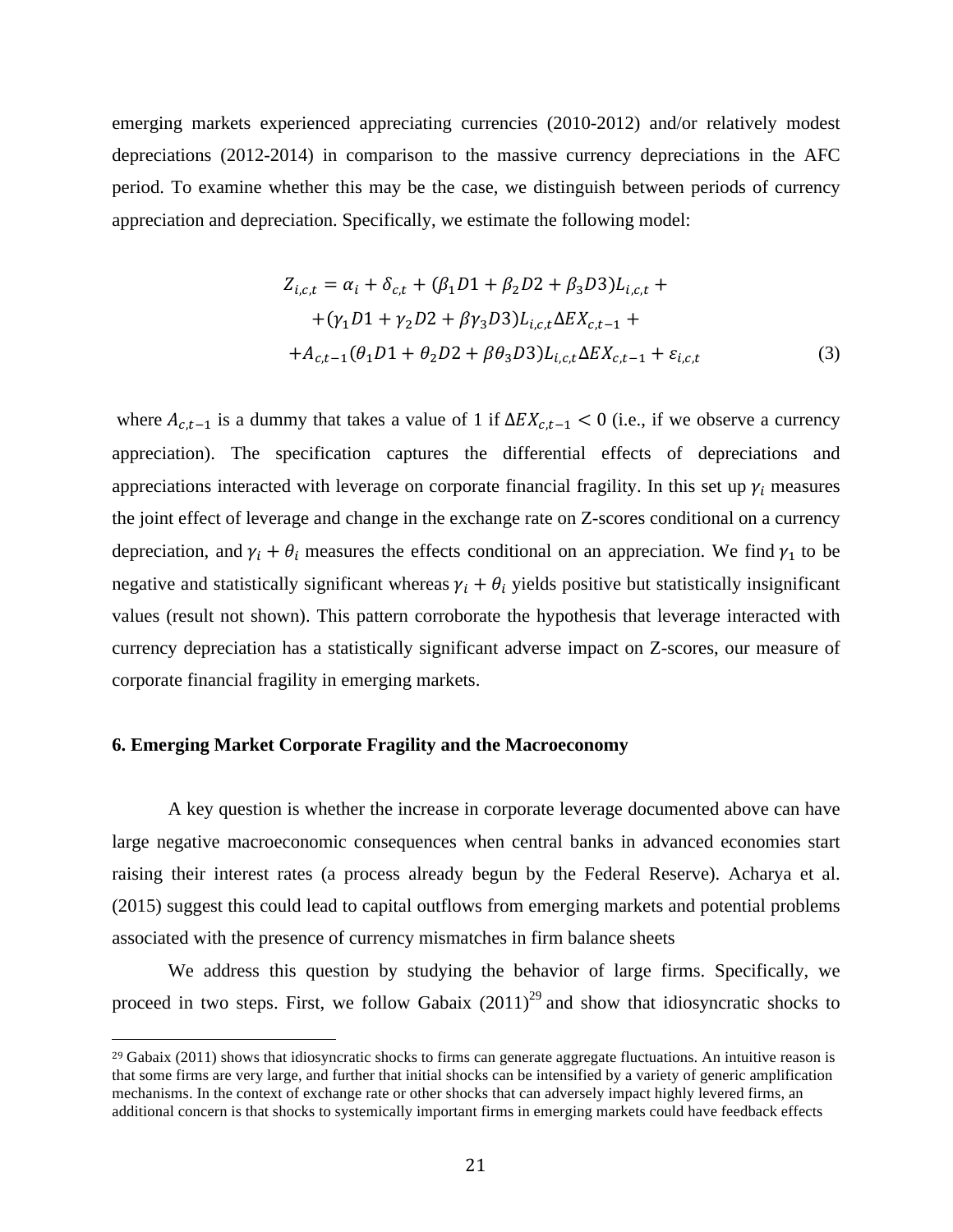emerging markets experienced appreciating currencies (2010-2012) and/or relatively modest depreciations (2012-2014) in comparison to the massive currency depreciations in the AFC period. To examine whether this may be the case, we distinguish between periods of currency appreciation and depreciation. Specifically, we estimate the following model:

$$
\begin{aligned}
Z_{i,c,t} = \alpha_i + \delta_{c,t} + (\beta_1 D1 + \beta_2 D2 + \beta_3 D3) L_{i,c,t} + \\
+ (\gamma_1 D1 + \gamma_2 D2 + \beta\gamma_3 D3) L_{i,c,t} \Delta EX_{c,t-1} + \\
+ A_{c,t-1} (\theta_1 D1 + \theta_2 D2 + \beta\theta_3 D3) L_{i,c,t} \Delta EX_{c,t-1} + \varepsilon_{i,c,t}
\end{aligned}
\tag{3}
$$

where $A_{c,t-1}$ is a dummy that takes a value of 1 if $\Delta EX_{c,t-1} < 0$ (i.e., if we observe a currency appreciation). The specification captures the differential effects of depreciations and appreciations interacted with leverage on corporate financial fragility. In this set up $\gamma_i$ measures the joint effect of leverage and change in the exchange rate on Z-scores conditional on a currency depreciation, and $\gamma_i + \theta_i$ measures the effects conditional on an appreciation. We find $\gamma_1$ to be negative and statistically significant whereas $\gamma_i + \theta_i$ yields positive but statistically insignificant values (result not shown). This pattern corroborate the hypothesis that leverage interacted with currency depreciation has a statistically significant adverse impact on Z-scores, our measure of corporate financial fragility in emerging markets.

## 6. Emerging Market Corporate Fragility and the Macroeconomy

A key question is whether the increase in corporate leverage documented above can have large negative macroeconomic consequences when central banks in advanced economies start raising their interest rates (a process already begun by the Federal Reserve). Acharya et al. (2015) suggest this could lead to capital outflows from emerging markets and potential problems associated with the presence of currency mismatches in firm balance sheets

We address this question by studying the behavior of large firms. Specifically, we proceed in two steps. First, we follow Gabaix (2011)[29] and show that idiosyncratic shocks to

[29] Gabaix (2011) shows that idiosyncratic shocks to firms can generate aggregate fluctuations. An intuitive reason is that some firms are very large, and further that initial shocks can be intensified by a variety of generic amplification mechanisms. In the context of exchange rate or other shocks that can adversely impact highly levered firms, an additional concern is that shocks to systemically important firms in emerging markets could have feedback effects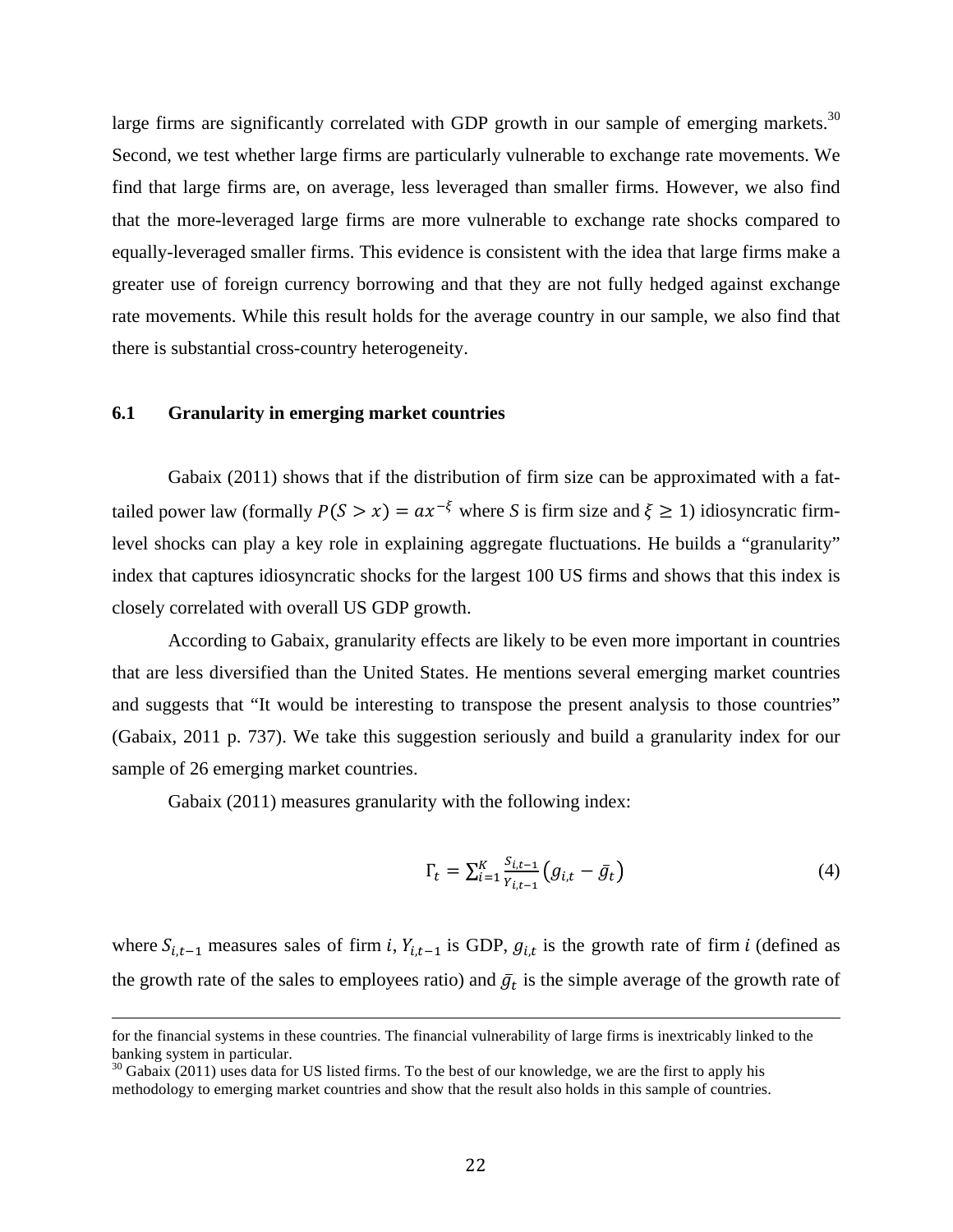large firms are significantly correlated with GDP growth in our sample of emerging markets.[30] Second, we test whether large firms are particularly vulnerable to exchange rate movements. We find that large firms are, on average, less leveraged than smaller firms. However, we also find that the more-leveraged large firms are more vulnerable to exchange rate shocks compared to equally-leveraged smaller firms. This evidence is consistent with the idea that large firms make a greater use of foreign currency borrowing and that they are not fully hedged against exchange rate movements. While this result holds for the average country in our sample, we also find that there is substantial cross-country heterogeneity.

### 6.1 Granularity in emerging market countries

Gabaix (2011) shows that if the distribution of firm size can be approximated with a fat-tailed power law (formally $P(S > x) = ax^{-\xi}$ where *S* is firm size and $\xi \geq 1$) idiosyncratic firm-level shocks can play a key role in explaining aggregate fluctuations. He builds a "granularity" index that captures idiosyncratic shocks for the largest 100 US firms and shows that this index is closely correlated with overall US GDP growth.

According to Gabaix, granularity effects are likely to be even more important in countries that are less diversified than the United States. He mentions several emerging market countries and suggests that "It would be interesting to transpose the present analysis to those countries" (Gabaix, 2011 p. 737). We take this suggestion seriously and build a granularity index for our sample of 26 emerging market countries.

Gabaix (2011) measures granularity with the following index:

$$\Gamma_t = \sum_{i=1}^{K} \frac{S_{i,t-1}}{Y_{i,t-1}} \left(g_{i,t} - \bar{g}_t\right) \quad (4)$$

where $S_{i,t-1}$ measures sales of firm $i$, $Y_{i,t-1}$ is GDP, $g_{i,t}$ is the growth rate of firm $i$ (defined as the growth rate of the sales to employees ratio) and $\bar{g}_t$ is the simple average of the growth rate of

for the financial systems in these countries. The financial vulnerability of large firms is inextricably linked to the banking system in particular.

[30] Gabaix (2011) uses data for US listed firms. To the best of our knowledge, we are the first to apply his methodology to emerging market countries and show that the result also holds in this sample of countries.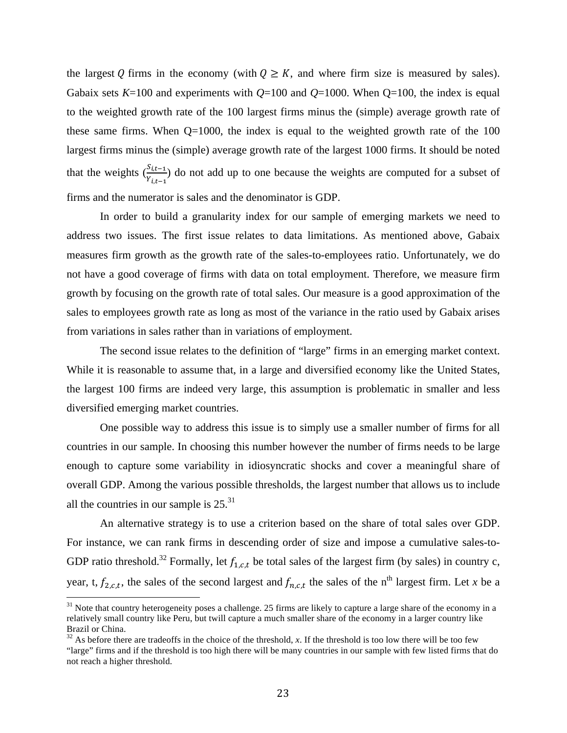the largest $Q$ firms in the economy (with $Q \geq K$, and where firm size is measured by sales). Gabaix sets *K*=100 and experiments with *Q*=100 and *Q*=1000. When Q=100, the index is equal to the weighted growth rate of the 100 largest firms minus the (simple) average growth rate of these same firms. When Q=1000, the index is equal to the weighted growth rate of the 100 largest firms minus the (simple) average growth rate of the largest 1000 firms. It should be noted that the weights ($\frac{S_{i,t-1}}{Y_{i,t-1}}$) do not add up to one because the weights are computed for a subset of firms and the numerator is sales and the denominator is GDP.

In order to build a granularity index for our sample of emerging markets we need to address two issues. The first issue relates to data limitations. As mentioned above, Gabaix measures firm growth as the growth rate of the sales-to-employees ratio. Unfortunately, we do not have a good coverage of firms with data on total employment. Therefore, we measure firm growth by focusing on the growth rate of total sales. Our measure is a good approximation of the sales to employees growth rate as long as most of the variance in the ratio used by Gabaix arises from variations in sales rather than in variations of employment.

The second issue relates to the definition of "large" firms in an emerging market context. While it is reasonable to assume that, in a large and diversified economy like the United States, the largest 100 firms are indeed very large, this assumption is problematic in smaller and less diversified emerging market countries.

One possible way to address this issue is to simply use a smaller number of firms for all countries in our sample. In choosing this number however the number of firms needs to be large enough to capture some variability in idiosyncratic shocks and cover a meaningful share of overall GDP. Among the various possible thresholds, the largest number that allows us to include all the countries in our sample is 25.[31]

An alternative strategy is to use a criterion based on the share of total sales over GDP. For instance, we can rank firms in descending order of size and impose a cumulative sales-to-GDP ratio threshold.[32] Formally, let $f_{1,c,t}$ be total sales of the largest firm (by sales) in country c, year, t, $f_{2,c,t}$, the sales of the second largest and $f_{n,c,t}$ the sales of the n[th] largest firm. Let *x* be a

[31] Note that country heterogeneity poses a challenge. 25 firms are likely to capture a large share of the economy in a relatively small country like Peru, but twill capture a much smaller share of the economy in a larger country like Brazil or China.

[32] As before there are tradeoffs in the choice of the threshold, *x*. If the threshold is too low there will be too few "large" firms and if the threshold is too high there will be many countries in our sample with few listed firms that do not reach a higher threshold.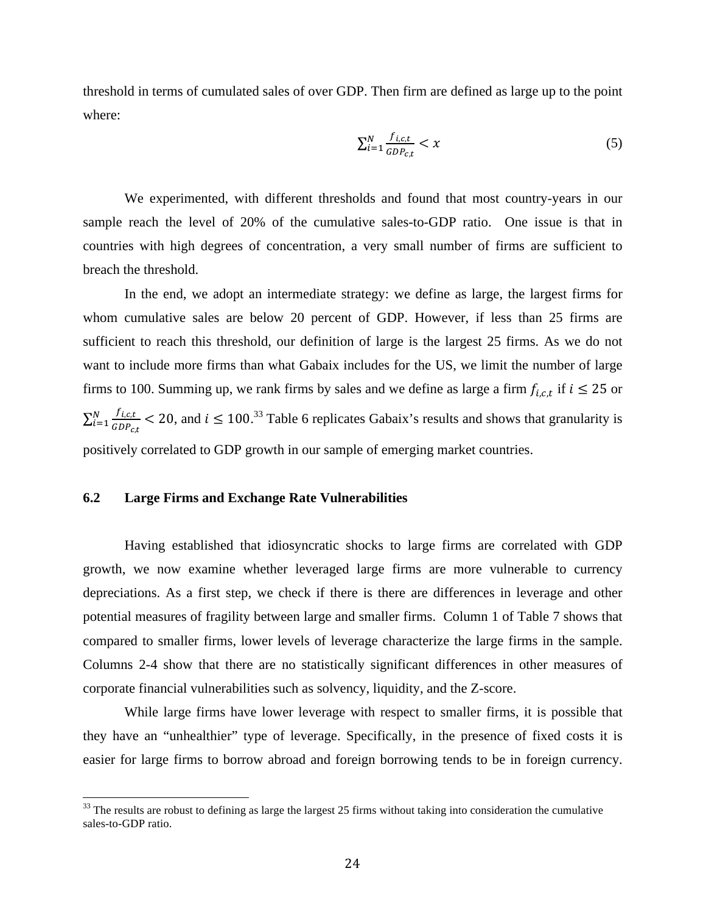threshold in terms of cumulated sales of over GDP. Then firm are defined as large up to the point where:

$$\sum_{i=1}^{N} \frac{f_{i,c,t}}{GDP_{c,t}} < x \tag{5}$$

We experimented, with different thresholds and found that most country-years in our sample reach the level of 20% of the cumulative sales-to-GDP ratio. One issue is that in countries with high degrees of concentration, a very small number of firms are sufficient to breach the threshold.

In the end, we adopt an intermediate strategy: we define as large, the largest firms for whom cumulative sales are below 20 percent of GDP. However, if less than 25 firms are sufficient to reach this threshold, our definition of large is the largest 25 firms. As we do not want to include more firms than what Gabaix includes for the US, we limit the number of large firms to 100. Summing up, we rank firms by sales and we define as large a firm $f_{i,c,t}$ if $i \leq 25$ or $\sum_{i=1}^{N} \frac{f_{i,c,t}}{GDP_{c,t}} < 20$, and $i \leq 100$.[33] Table 6 replicates Gabaix's results and shows that granularity is positively correlated to GDP growth in our sample of emerging market countries.

## 6.2 Large Firms and Exchange Rate Vulnerabilities

Having established that idiosyncratic shocks to large firms are correlated with GDP growth, we now examine whether leveraged large firms are more vulnerable to currency depreciations. As a first step, we check if there is there are differences in leverage and other potential measures of fragility between large and smaller firms. Column 1 of Table 7 shows that compared to smaller firms, lower levels of leverage characterize the large firms in the sample. Columns 2-4 show that there are no statistically significant differences in other measures of corporate financial vulnerabilities such as solvency, liquidity, and the Z-score.

While large firms have lower leverage with respect to smaller firms, it is possible that they have an "unhealthier" type of leverage. Specifically, in the presence of fixed costs it is easier for large firms to borrow abroad and foreign borrowing tends to be in foreign currency.

[33] The results are robust to defining as large the largest 25 firms without taking into consideration the cumulative sales-to-GDP ratio.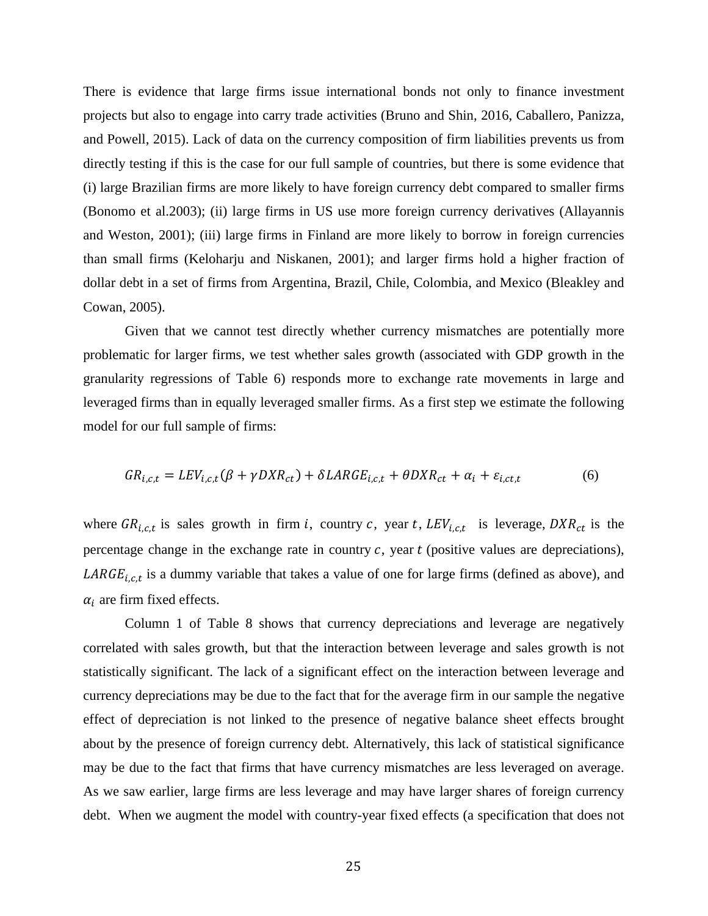There is evidence that large firms issue international bonds not only to finance investment projects but also to engage into carry trade activities (Bruno and Shin, 2016, Caballero, Panizza, and Powell, 2015). Lack of data on the currency composition of firm liabilities prevents us from directly testing if this is the case for our full sample of countries, but there is some evidence that (i) large Brazilian firms are more likely to have foreign currency debt compared to smaller firms (Bonomo et al.2003); (ii) large firms in US use more foreign currency derivatives (Allayannis and Weston, 2001); (iii) large firms in Finland are more likely to borrow in foreign currencies than small firms (Keloharju and Niskanen, 2001); and larger firms hold a higher fraction of dollar debt in a set of firms from Argentina, Brazil, Chile, Colombia, and Mexico (Bleakley and Cowan, 2005).

Given that we cannot test directly whether currency mismatches are potentially more problematic for larger firms, we test whether sales growth (associated with GDP growth in the granularity regressions of Table 6) responds more to exchange rate movements in large and leveraged firms than in equally leveraged smaller firms. As a first step we estimate the following model for our full sample of firms:

$$GR_{i,c,t} = LEV_{i,c,t}(\beta + \gamma DXR_{ct}) + \delta LARGE_{i,c,t} + \theta DXR_{ct} + \alpha_i + \varepsilon_{i,ct,t} \qquad (6)$$

where $GR_{i,c,t}$ is sales growth in firm $i$, country $c$, year $t$, $LEV_{i,c,t}$ is leverage, $DXR_{ct}$ is the percentage change in the exchange rate in country $c$, year $t$ (positive values are depreciations), $LARGE_{i,c,t}$ is a dummy variable that takes a value of one for large firms (defined as above), and $\alpha_i$ are firm fixed effects.

Column 1 of Table 8 shows that currency depreciations and leverage are negatively correlated with sales growth, but that the interaction between leverage and sales growth is not statistically significant. The lack of a significant effect on the interaction between leverage and currency depreciations may be due to the fact that for the average firm in our sample the negative effect of depreciation is not linked to the presence of negative balance sheet effects brought about by the presence of foreign currency debt. Alternatively, this lack of statistical significance may be due to the fact that firms that have currency mismatches are less leveraged on average. As we saw earlier, large firms are less leverage and may have larger shares of foreign currency debt. When we augment the model with country-year fixed effects (a specification that does not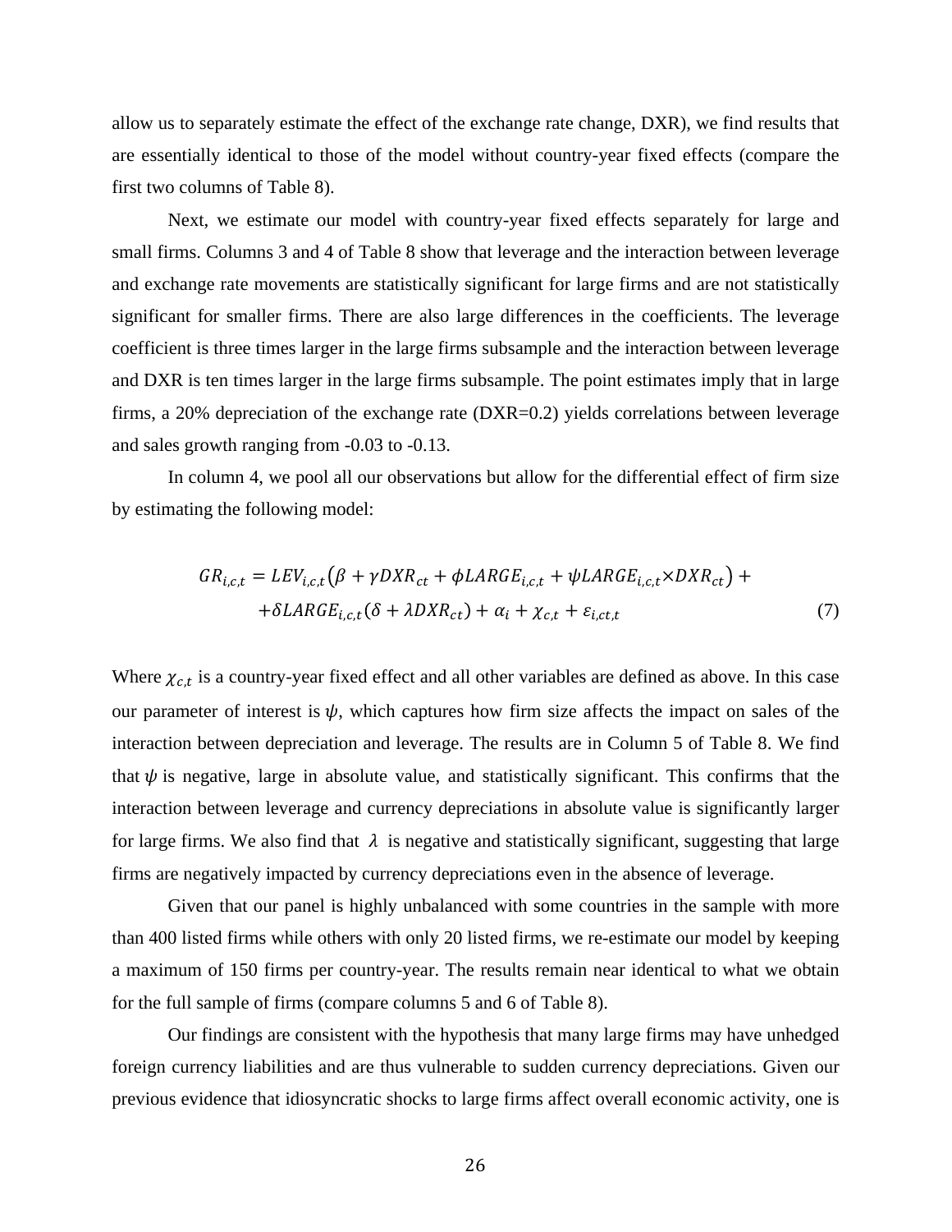allow us to separately estimate the effect of the exchange rate change, DXR), we find results that are essentially identical to those of the model without country-year fixed effects (compare the first two columns of Table 8).

Next, we estimate our model with country-year fixed effects separately for large and small firms. Columns 3 and 4 of Table 8 show that leverage and the interaction between leverage and exchange rate movements are statistically significant for large firms and are not statistically significant for smaller firms. There are also large differences in the coefficients. The leverage coefficient is three times larger in the large firms subsample and the interaction between leverage and DXR is ten times larger in the large firms subsample. The point estimates imply that in large firms, a 20% depreciation of the exchange rate (DXR=0.2) yields correlations between leverage and sales growth ranging from -0.03 to -0.13.

In column 4, we pool all our observations but allow for the differential effect of firm size by estimating the following model:

$$GR_{i,c,t} = LEV_{i,c,t}\left(\beta + \gamma DXR_{ct} + \phi LARGE_{i,c,t} + \psi LARGE_{i,c,t} \times DXR_{ct}\right) + \\ + \delta LARGE_{i,c,t}\left(\delta + \lambda DXR_{ct}\right) + \alpha_i + \chi_{c,t} + \varepsilon_{i,ct,t} \tag{7}$$

Where $\chi_{c,t}$ is a country-year fixed effect and all other variables are defined as above. In this case our parameter of interest is $\psi$, which captures how firm size affects the impact on sales of the interaction between depreciation and leverage. The results are in Column 5 of Table 8. We find that $\psi$ is negative, large in absolute value, and statistically significant. This confirms that the interaction between leverage and currency depreciations in absolute value is significantly larger for large firms. We also find that $\lambda$ is negative and statistically significant, suggesting that large firms are negatively impacted by currency depreciations even in the absence of leverage.

Given that our panel is highly unbalanced with some countries in the sample with more than 400 listed firms while others with only 20 listed firms, we re-estimate our model by keeping a maximum of 150 firms per country-year. The results remain near identical to what we obtain for the full sample of firms (compare columns 5 and 6 of Table 8).

Our findings are consistent with the hypothesis that many large firms may have unhedged foreign currency liabilities and are thus vulnerable to sudden currency depreciations. Given our previous evidence that idiosyncratic shocks to large firms affect overall economic activity, one is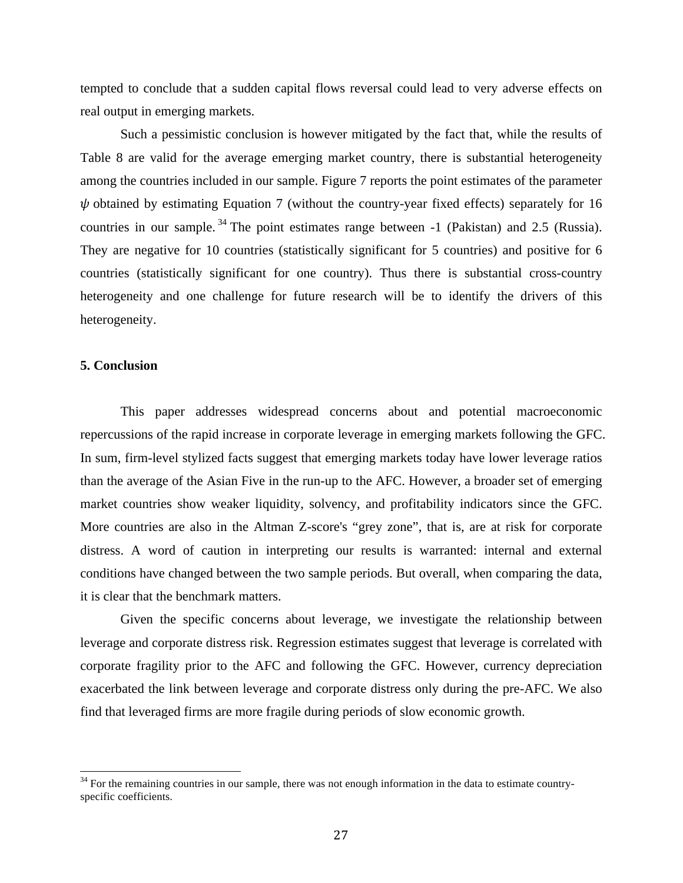tempted to conclude that a sudden capital flows reversal could lead to very adverse effects on real output in emerging markets.

Such a pessimistic conclusion is however mitigated by the fact that, while the results of Table 8 are valid for the average emerging market country, there is substantial heterogeneity among the countries included in our sample. Figure 7 reports the point estimates of the parameter $\psi$ obtained by estimating Equation 7 (without the country-year fixed effects) separately for 16 countries in our sample.[34] The point estimates range between -1 (Pakistan) and 2.5 (Russia). They are negative for 10 countries (statistically significant for 5 countries) and positive for 6 countries (statistically significant for one country). Thus there is substantial cross-country heterogeneity and one challenge for future research will be to identify the drivers of this heterogeneity.

## 5. Conclusion

This paper addresses widespread concerns about and potential macroeconomic repercussions of the rapid increase in corporate leverage in emerging markets following the GFC. In sum, firm-level stylized facts suggest that emerging markets today have lower leverage ratios than the average of the Asian Five in the run-up to the AFC. However, a broader set of emerging market countries show weaker liquidity, solvency, and profitability indicators since the GFC. More countries are also in the Altman Z-score's "grey zone", that is, are at risk for corporate distress. A word of caution in interpreting our results is warranted: internal and external conditions have changed between the two sample periods. But overall, when comparing the data, it is clear that the benchmark matters.

Given the specific concerns about leverage, we investigate the relationship between leverage and corporate distress risk. Regression estimates suggest that leverage is correlated with corporate fragility prior to the AFC and following the GFC. However, currency depreciation exacerbated the link between leverage and corporate distress only during the pre-AFC. We also find that leveraged firms are more fragile during periods of slow economic growth.

[34] For the remaining countries in our sample, there was not enough information in the data to estimate country-specific coefficients.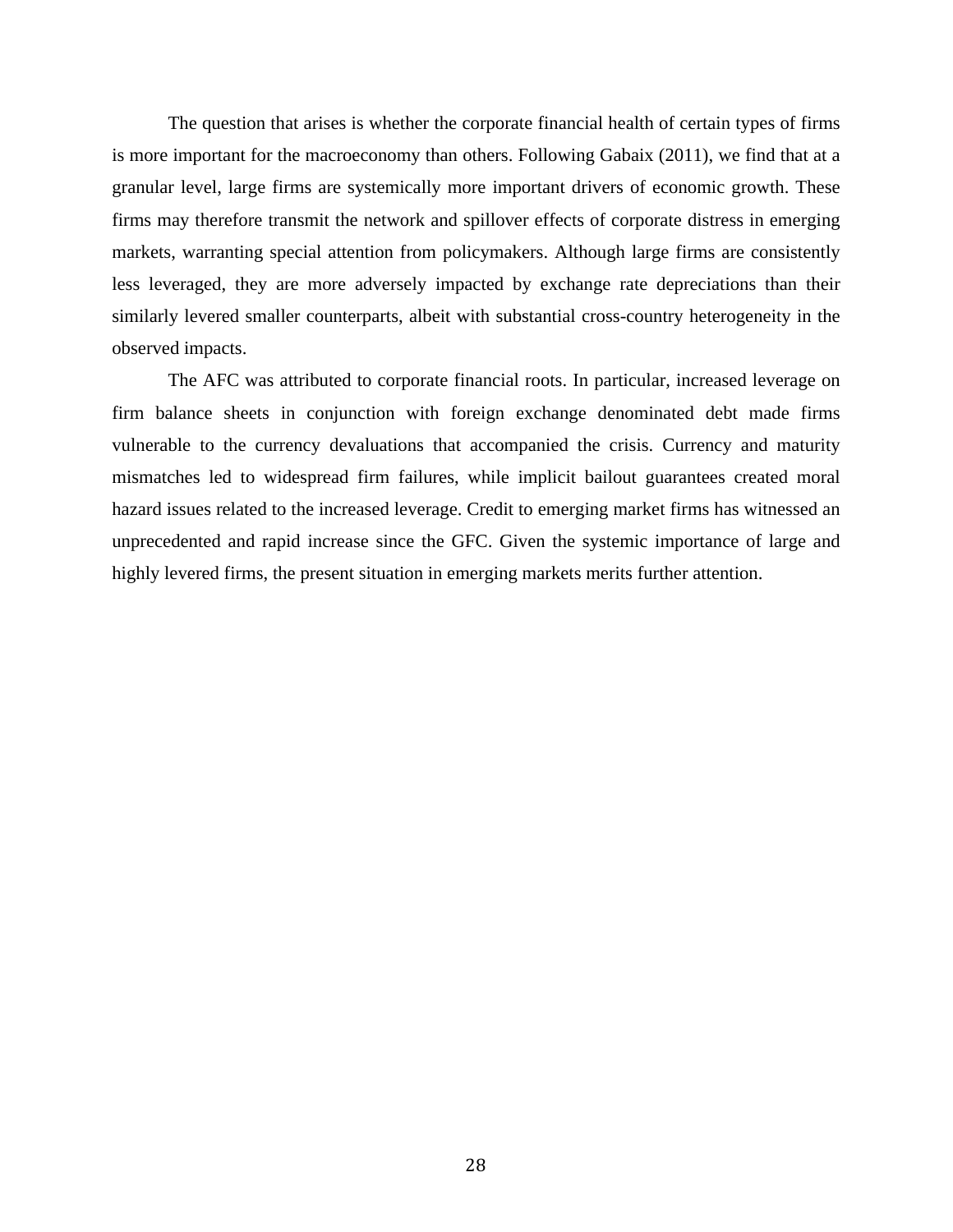The question that arises is whether the corporate financial health of certain types of firms is more important for the macroeconomy than others. Following Gabaix (2011), we find that at a granular level, large firms are systemically more important drivers of economic growth. These firms may therefore transmit the network and spillover effects of corporate distress in emerging markets, warranting special attention from policymakers. Although large firms are consistently less leveraged, they are more adversely impacted by exchange rate depreciations than their similarly levered smaller counterparts, albeit with substantial cross-country heterogeneity in the observed impacts.

The AFC was attributed to corporate financial roots. In particular, increased leverage on firm balance sheets in conjunction with foreign exchange denominated debt made firms vulnerable to the currency devaluations that accompanied the crisis. Currency and maturity mismatches led to widespread firm failures, while implicit bailout guarantees created moral hazard issues related to the increased leverage. Credit to emerging market firms has witnessed an unprecedented and rapid increase since the GFC. Given the systemic importance of large and highly levered firms, the present situation in emerging markets merits further attention.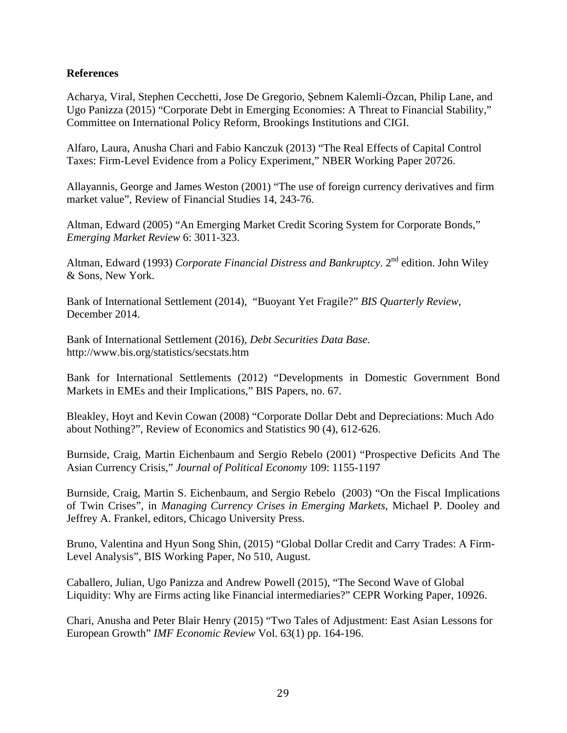**References**

Acharya, Viral, Stephen Cecchetti, Jose De Gregorio, Şebnem Kalemli-Özcan, Philip Lane, and Ugo Panizza (2015) "Corporate Debt in Emerging Economies: A Threat to Financial Stability," Committee on International Policy Reform, Brookings Institutions and CIGI.

Alfaro, Laura, Anusha Chari and Fabio Kanczuk (2013) "The Real Effects of Capital Control Taxes: Firm-Level Evidence from a Policy Experiment," NBER Working Paper 20726.

Allayannis, George and James Weston (2001) "The use of foreign currency derivatives and firm market value", Review of Financial Studies 14, 243-76.

Altman, Edward (2005) "An Emerging Market Credit Scoring System for Corporate Bonds," *Emerging Market Review* 6: 3011-323.

Altman, Edward (1993) *Corporate Financial Distress and Bankruptcy*. 2nd edition. John Wiley & Sons, New York.

Bank of International Settlement (2014), "Buoyant Yet Fragile?" *BIS Quarterly Review*, December 2014.

Bank of International Settlement (2016), *Debt Securities Data Base.* http://www.bis.org/statistics/secstats.htm

Bank for International Settlements (2012) "Developments in Domestic Government Bond Markets in EMEs and their Implications," BIS Papers, no. 67.

Bleakley, Hoyt and Kevin Cowan (2008) "Corporate Dollar Debt and Depreciations: Much Ado about Nothing?", Review of Economics and Statistics 90 (4), 612-626.

Burnside, Craig, Martin Eichenbaum and Sergio Rebelo (2001) "Prospective Deficits And The Asian Currency Crisis," *Journal of Political Economy* 109: 1155-1197

Burnside, Craig, Martin S. Eichenbaum, and Sergio Rebelo (2003) "On the Fiscal Implications of Twin Crises", in *Managing Currency Crises in Emerging Markets*, Michael P. Dooley and Jeffrey A. Frankel, editors, Chicago University Press.

Bruno, Valentina and Hyun Song Shin, (2015) "Global Dollar Credit and Carry Trades: A Firm-Level Analysis", BIS Working Paper, No 510, August.

Caballero, Julian, Ugo Panizza and Andrew Powell (2015), "The Second Wave of Global Liquidity: Why are Firms acting like Financial intermediaries?" CEPR Working Paper, 10926.

Chari, Anusha and Peter Blair Henry (2015) "Two Tales of Adjustment: East Asian Lessons for European Growth" *IMF Economic Review* Vol. 63(1) pp. 164-196.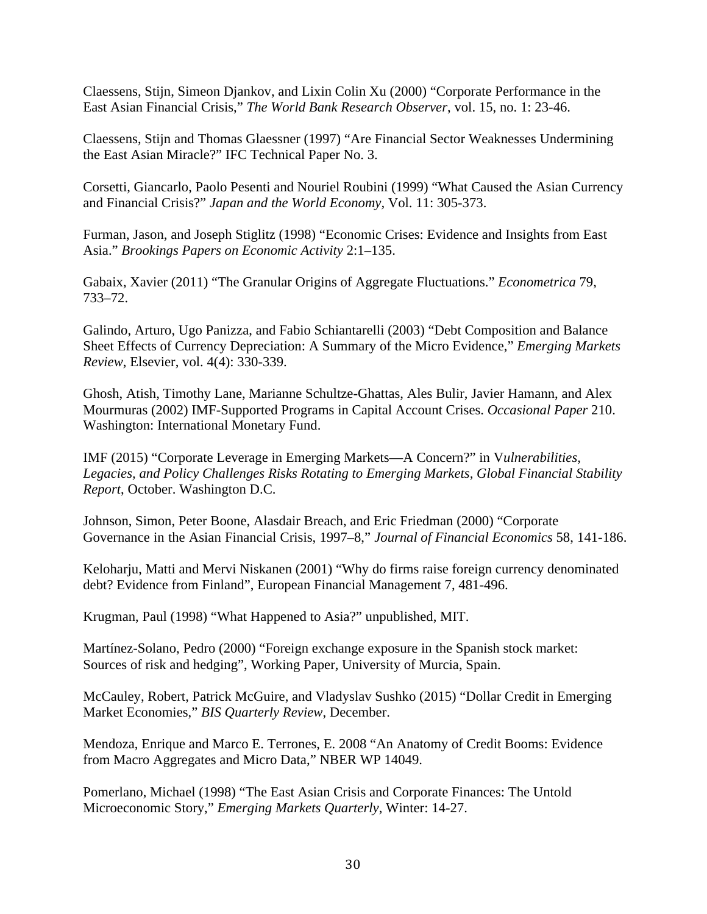Claessens, Stijn, Simeon Djankov, and Lixin Colin Xu (2000) “Corporate Performance in the East Asian Financial Crisis,” *The World Bank Research Observer*, vol. 15, no. 1: 23-46.

Claessens, Stijn and Thomas Glaessner (1997) “Are Financial Sector Weaknesses Undermining the East Asian Miracle?” IFC Technical Paper No. 3.

Corsetti, Giancarlo, Paolo Pesenti and Nouriel Roubini (1999) “What Caused the Asian Currency and Financial Crisis?” *Japan and the World Economy*, Vol. 11: 305-373.

Furman, Jason, and Joseph Stiglitz (1998) “Economic Crises: Evidence and Insights from East Asia.” *Brookings Papers on Economic Activity* 2:1–135.

Gabaix, Xavier (2011) “The Granular Origins of Aggregate Fluctuations.” *Econometrica* 79, 733–72.

Galindo, Arturo, Ugo Panizza, and Fabio Schiantarelli (2003) “Debt Composition and Balance Sheet Effects of Currency Depreciation: A Summary of the Micro Evidence,” *Emerging Markets Review*, Elsevier, vol. 4(4): 330-339.

Ghosh, Atish, Timothy Lane, Marianne Schultze-Ghattas, Ales Bulir, Javier Hamann, and Alex Mourmuras (2002) IMF-Supported Programs in Capital Account Crises. *Occasional Paper* 210. Washington: International Monetary Fund.

IMF (2015) “Corporate Leverage in Emerging Markets—A Concern?” in V*ulnerabilities, Legacies, and Policy Challenges Risks Rotating to Emerging Markets, Global Financial Stability Report*, October. Washington D.C.

Johnson, Simon, Peter Boone, Alasdair Breach, and Eric Friedman (2000) “Corporate Governance in the Asian Financial Crisis, 1997–8,” *Journal of Financial Economics* 58, 141-186.

Keloharju, Matti and Mervi Niskanen (2001) “Why do firms raise foreign currency denominated debt? Evidence from Finland”, European Financial Management 7, 481-496.

Krugman, Paul (1998) “What Happened to Asia?” unpublished, MIT.

Martínez-Solano, Pedro (2000) “Foreign exchange exposure in the Spanish stock market: Sources of risk and hedging”, Working Paper, University of Murcia, Spain.

McCauley, Robert, Patrick McGuire, and Vladyslav Sushko (2015) “Dollar Credit in Emerging Market Economies,” *BIS Quarterly Review*, December.

Mendoza, Enrique and Marco E. Terrones, E. 2008 “An Anatomy of Credit Booms: Evidence from Macro Aggregates and Micro Data,” NBER WP 14049.

Pomerlano, Michael (1998) “The East Asian Crisis and Corporate Finances: The Untold Microeconomic Story,” *Emerging Markets Quarterly*, Winter: 14-27.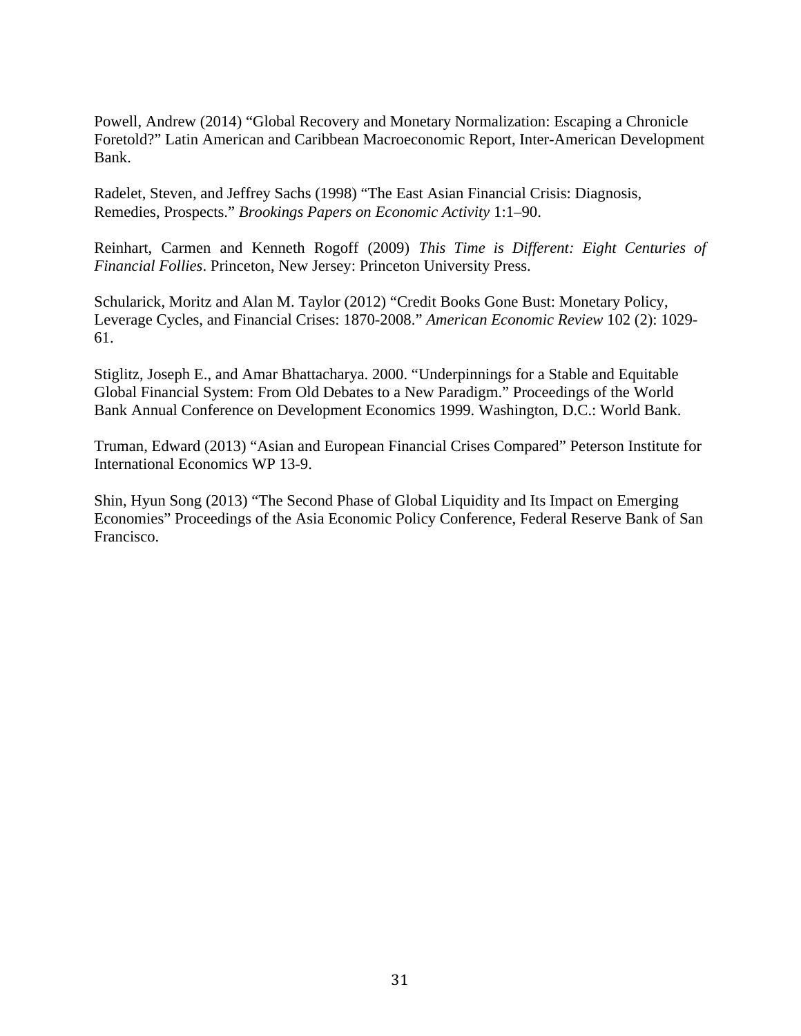Powell, Andrew (2014) "Global Recovery and Monetary Normalization: Escaping a Chronicle Foretold?" Latin American and Caribbean Macroeconomic Report, Inter-American Development Bank.

Radelet, Steven, and Jeffrey Sachs (1998) "The East Asian Financial Crisis: Diagnosis, Remedies, Prospects." *Brookings Papers on Economic Activity* 1:1–90.

Reinhart, Carmen and Kenneth Rogoff (2009) *This Time is Different: Eight Centuries of Financial Follies*. Princeton, New Jersey: Princeton University Press.

Schularick, Moritz and Alan M. Taylor (2012) "Credit Books Gone Bust: Monetary Policy, Leverage Cycles, and Financial Crises: 1870-2008." *American Economic Review* 102 (2): 1029-61.

Stiglitz, Joseph E., and Amar Bhattacharya. 2000. "Underpinnings for a Stable and Equitable Global Financial System: From Old Debates to a New Paradigm." Proceedings of the World Bank Annual Conference on Development Economics 1999. Washington, D.C.: World Bank.

Truman, Edward (2013) "Asian and European Financial Crises Compared" Peterson Institute for International Economics WP 13-9.

Shin, Hyun Song (2013) "The Second Phase of Global Liquidity and Its Impact on Emerging Economies" Proceedings of the Asia Economic Policy Conference, Federal Reserve Bank of San Francisco.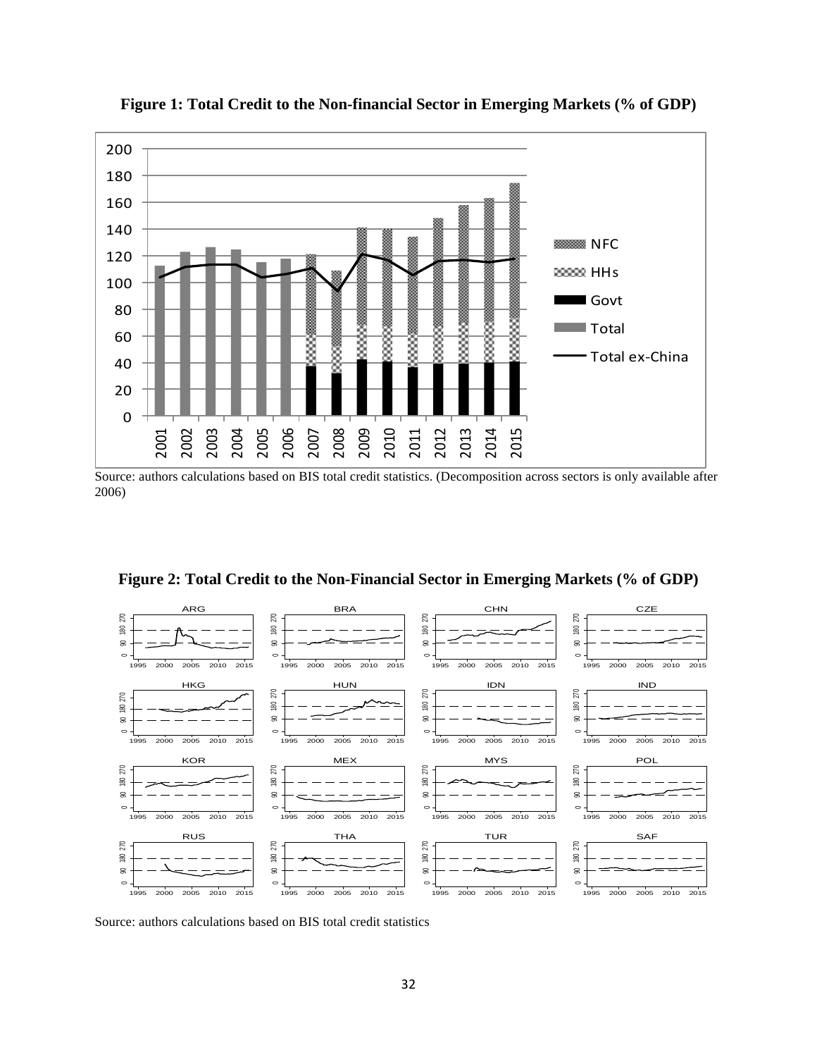**Figure 1: Total Credit to the Non-financial Sector in Emerging Markets (% of GDP)**

Source: authors calculations based on BIS total credit statistics. (Decomposition across sectors is only available after 2006)

**Figure 2: Total Credit to the Non-Financial Sector in Emerging Markets (% of GDP)**

Source: authors calculations based on BIS total credit statistics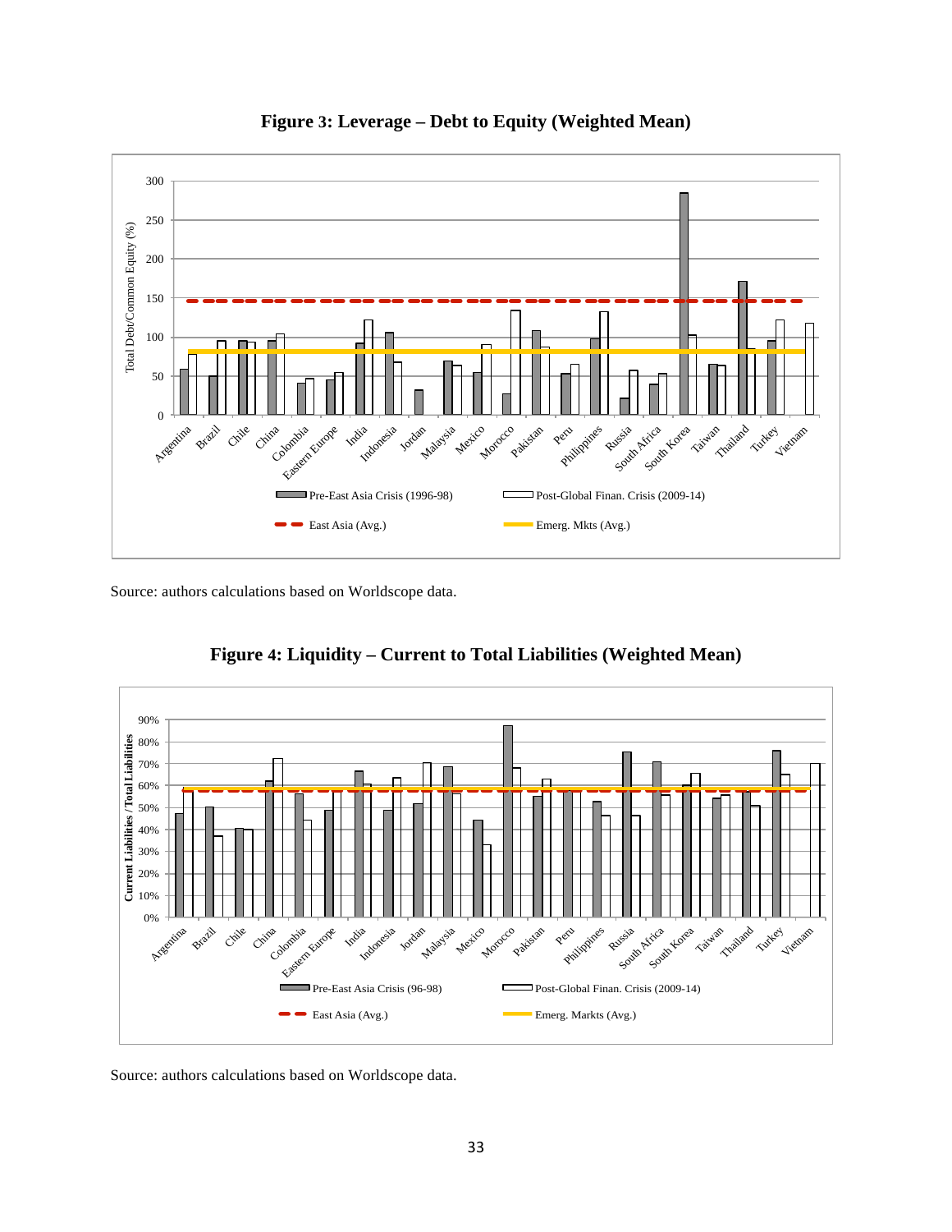**Figure 3: Leverage – Debt to Equity (Weighted Mean)**

Source: authors calculations based on Worldscope data.

**Figure 4: Liquidity – Current to Total Liabilities (Weighted Mean)**

Source: authors calculations based on Worldscope data.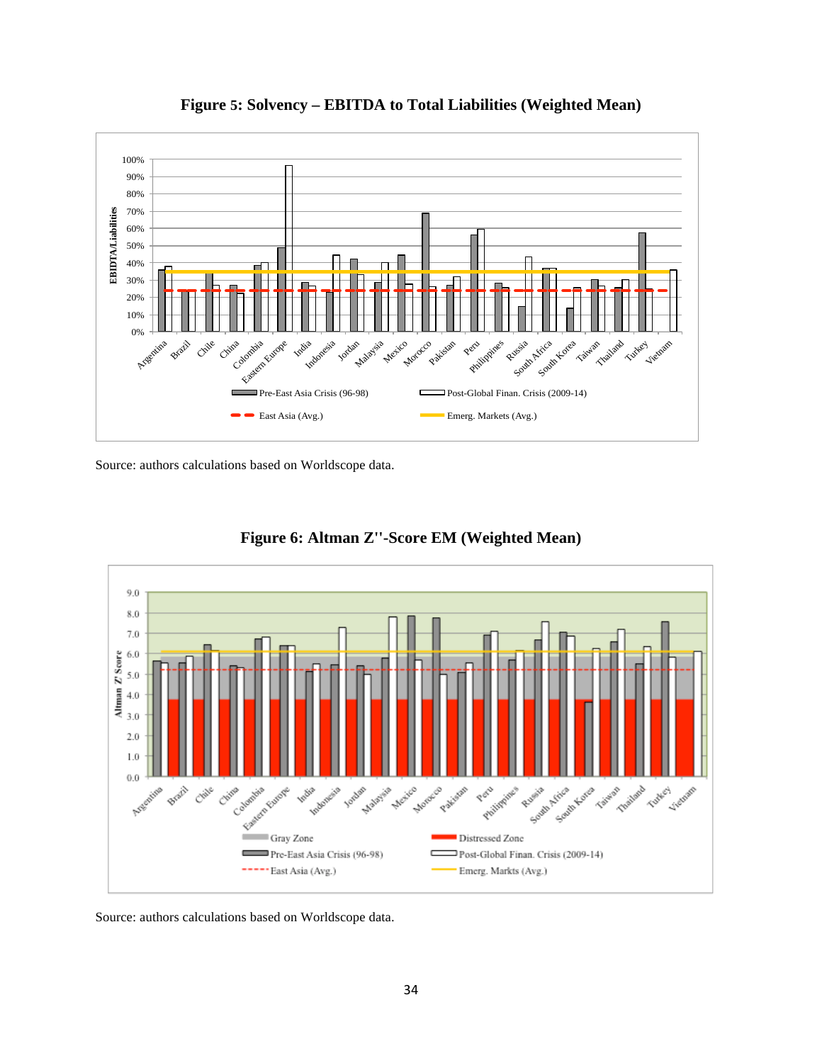**Figure 5: Solvency – EBITDA to Total Liabilities (Weighted Mean)**

Source: authors calculations based on Worldscope data.

**Figure 6: Altman Z''-Score EM (Weighted Mean)**

Source: authors calculations based on Worldscope data.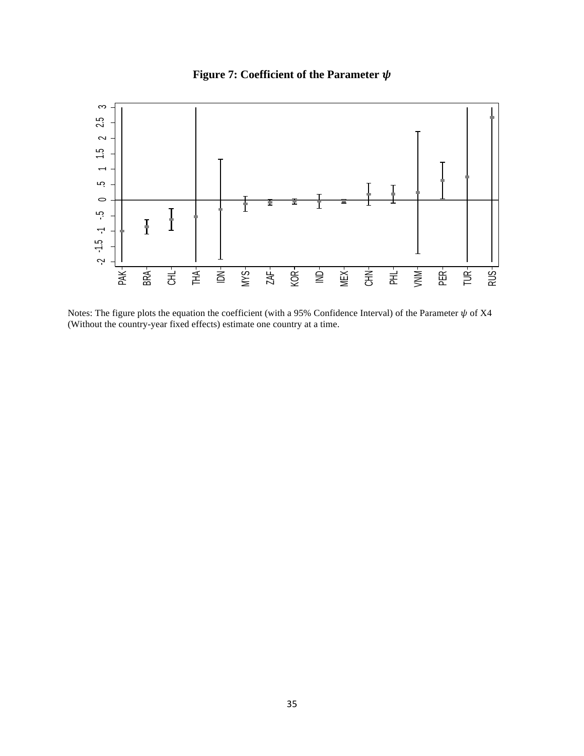**Figure 7: Coefficient of the Parameter $\psi$**

Notes: The figure plots the equation the coefficient (with a 95% Confidence Interval) of the Parameter $\psi$ of X4 (Without the country-year fixed effects) estimate one country at a time.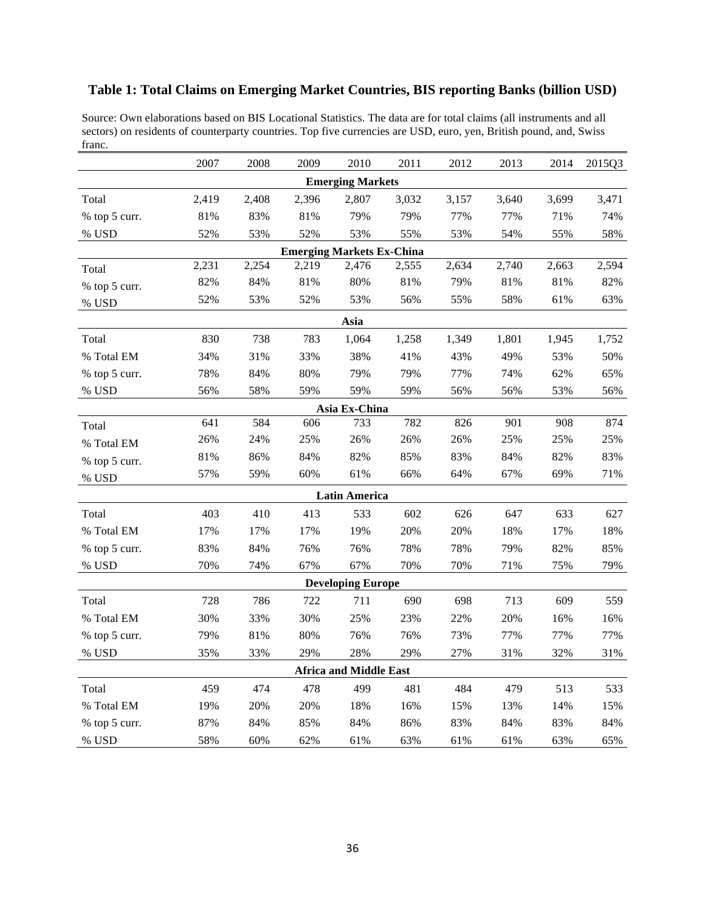## Table 1: Total Claims on Emerging Market Countries, BIS reporting Banks (billion USD)

Source: Own elaborations based on BIS Locational Statistics. The data are for total claims (all instruments and all sectors) on residents of counterparty countries. Top five currencies are USD, euro, yen, British pound, and, Swiss franc.

| | 2007 | 2008 | 2009 | 2010 | 2011 | 2012 | 2013 | 2014 | 2015Q3 |
|---|---|---|---|---|---|---|---|---|---|
| **Emerging Markets** | | | | | | | | | |
| Total | 2,419 | 2,408 | 2,396 | 2,807 | 3,032 | 3,157 | 3,640 | 3,699 | 3,471 |
| % top 5 curr. | 81% | 83% | 81% | 79% | 79% | 77% | 77% | 71% | 74% |
| % USD | 52% | 53% | 52% | 53% | 55% | 53% | 54% | 55% | 58% |
| **Emerging Markets Ex-China** | | | | | | | | | |
| Total | 2,231 | 2,254 | 2,219 | 2,476 | 2,555 | 2,634 | 2,740 | 2,663 | 2,594 |
| % top 5 curr. | 82% | 84% | 81% | 80% | 81% | 79% | 81% | 81% | 82% |
| % USD | 52% | 53% | 52% | 53% | 56% | 55% | 58% | 61% | 63% |
| **Asia** | | | | | | | | | |
| Total | 830 | 738 | 783 | 1,064 | 1,258 | 1,349 | 1,801 | 1,945 | 1,752 |
| % Total EM | 34% | 31% | 33% | 38% | 41% | 43% | 49% | 53% | 50% |
| % top 5 curr. | 78% | 84% | 80% | 79% | 79% | 77% | 74% | 62% | 65% |
| % USD | 56% | 58% | 59% | 59% | 59% | 56% | 56% | 53% | 56% |
| **Asia Ex-China** | | | | | | | | | |
| Total | 641 | 584 | 606 | 733 | 782 | 826 | 901 | 908 | 874 |
| % Total EM | 26% | 24% | 25% | 26% | 26% | 26% | 25% | 25% | 25% |
| % top 5 curr. | 81% | 86% | 84% | 82% | 85% | 83% | 84% | 82% | 83% |
| % USD | 57% | 59% | 60% | 61% | 66% | 64% | 67% | 69% | 71% |
| **Latin America** | | | | | | | | | |
| Total | 403 | 410 | 413 | 533 | 602 | 626 | 647 | 633 | 627 |
| % Total EM | 17% | 17% | 17% | 19% | 20% | 20% | 18% | 17% | 18% |
| % top 5 curr. | 83% | 84% | 76% | 76% | 78% | 78% | 79% | 82% | 85% |
| % USD | 70% | 74% | 67% | 67% | 70% | 70% | 71% | 75% | 79% |
| **Developing Europe** | | | | | | | | | |
| Total | 728 | 786 | 722 | 711 | 690 | 698 | 713 | 609 | 559 |
| % Total EM | 30% | 33% | 30% | 25% | 23% | 22% | 20% | 16% | 16% |
| % top 5 curr. | 79% | 81% | 80% | 76% | 76% | 73% | 77% | 77% | 77% |
| % USD | 35% | 33% | 29% | 28% | 29% | 27% | 31% | 32% | 31% |
| **Africa and Middle East** | | | | | | | | | |
| Total | 459 | 474 | 478 | 499 | 481 | 484 | 479 | 513 | 533 |
| % Total EM | 19% | 20% | 20% | 18% | 16% | 15% | 13% | 14% | 15% |
| % top 5 curr. | 87% | 84% | 85% | 84% | 86% | 83% | 84% | 83% | 84% |
| % USD | 58% | 60% | 62% | 61% | 63% | 61% | 61% | 63% | 65% |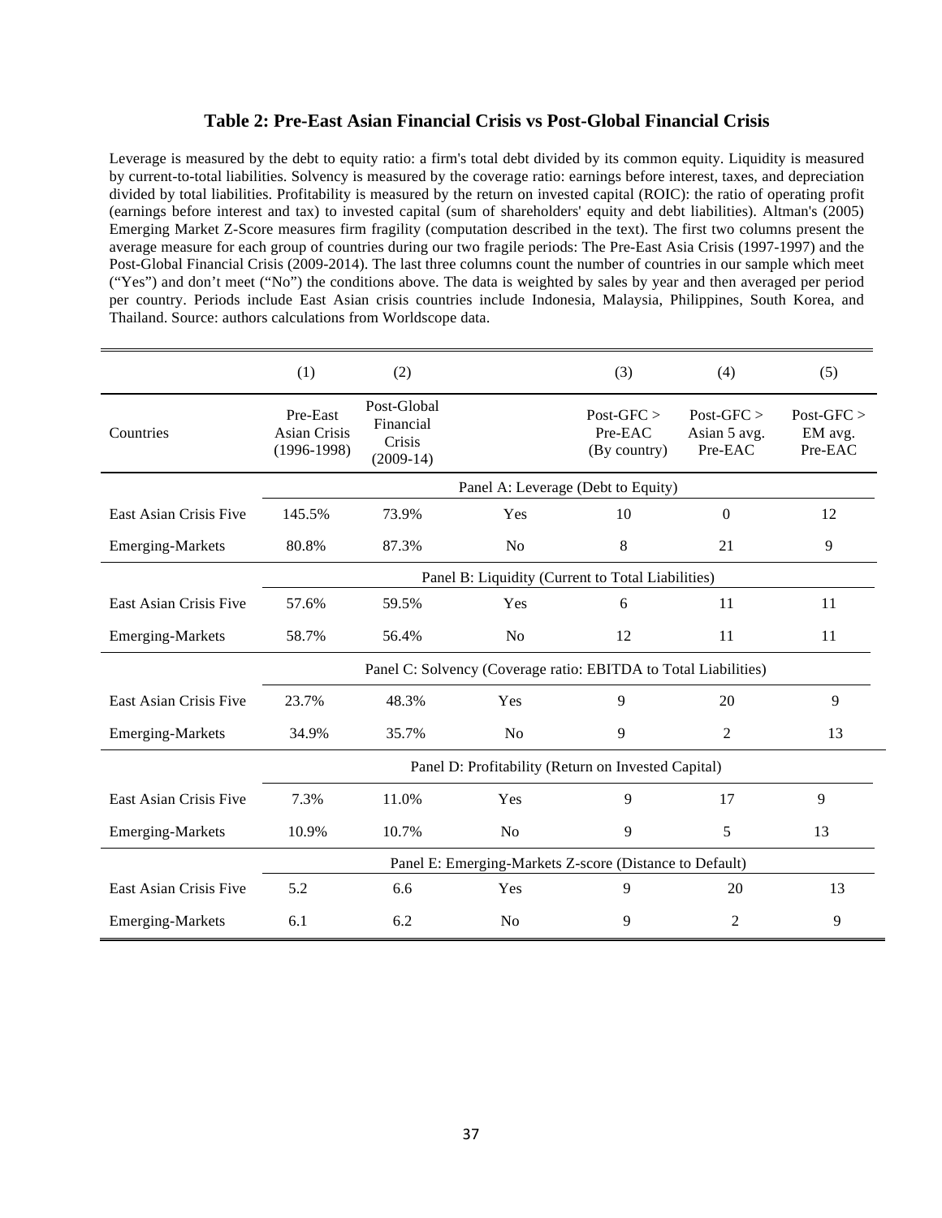## Table 2: Pre-East Asian Financial Crisis vs Post-Global Financial Crisis

Leverage is measured by the debt to equity ratio: a firm's total debt divided by its common equity. Liquidity is measured by current-to-total liabilities. Solvency is measured by the coverage ratio: earnings before interest, taxes, and depreciation divided by total liabilities. Profitability is measured by the return on invested capital (ROIC): the ratio of operating profit (earnings before interest and tax) to invested capital (sum of shareholders' equity and debt liabilities). Altman's (2005) Emerging Market Z-Score measures firm fragility (computation described in the text). The first two columns present the average measure for each group of countries during our two fragile periods: The Pre-East Asia Crisis (1997-1997) and the Post-Global Financial Crisis (2009-2014). The last three columns count the number of countries in our sample which meet ("Yes") and don't meet ("No") the conditions above. The data is weighted by sales by year and then averaged per period per country. Periods include East Asian crisis countries include Indonesia, Malaysia, Philippines, South Korea, and Thailand. Source: authors calculations from Worldscope data.

| | (1) | (2) | | (3) | (4) | (5) |
|---|---|---|---|---|---|---|
| Countries | Pre-East Asian Crisis (1996-1998) | Post-Global Financial Crisis (2009-14) | | Post-GFC > Pre-EAC (By country) | Post-GFC > Asian 5 avg. Pre-EAC | Post-GFC > EM avg. Pre-EAC |
| | Panel A: Leverage (Debt to Equity) | | | | | |
| East Asian Crisis Five | 145.5% | 73.9% | Yes | 10 | 0 | 12 |
| Emerging-Markets | 80.8% | 87.3% | No | 8 | 21 | 9 |
| | Panel B: Liquidity (Current to Total Liabilities) | | | | | |
| East Asian Crisis Five | 57.6% | 59.5% | Yes | 6 | 11 | 11 |
| Emerging-Markets | 58.7% | 56.4% | No | 12 | 11 | 11 |
| | Panel C: Solvency (Coverage ratio: EBITDA to Total Liabilities) | | | | | |
| East Asian Crisis Five | 23.7% | 48.3% | Yes | 9 | 20 | 9 |
| Emerging-Markets | 34.9% | 35.7% | No | 9 | 2 | 13 |
| | Panel D: Profitability (Return on Invested Capital) | | | | | |
| East Asian Crisis Five | 7.3% | 11.0% | Yes | 9 | 17 | 9 |
| Emerging-Markets | 10.9% | 10.7% | No | 9 | 5 | 13 |
| | Panel E: Emerging-Markets Z-score (Distance to Default) | | | | | |
| East Asian Crisis Five | 5.2 | 6.6 | Yes | 9 | 20 | 13 |
| Emerging-Markets | 6.1 | 6.2 | No | 9 | 2 | 9 |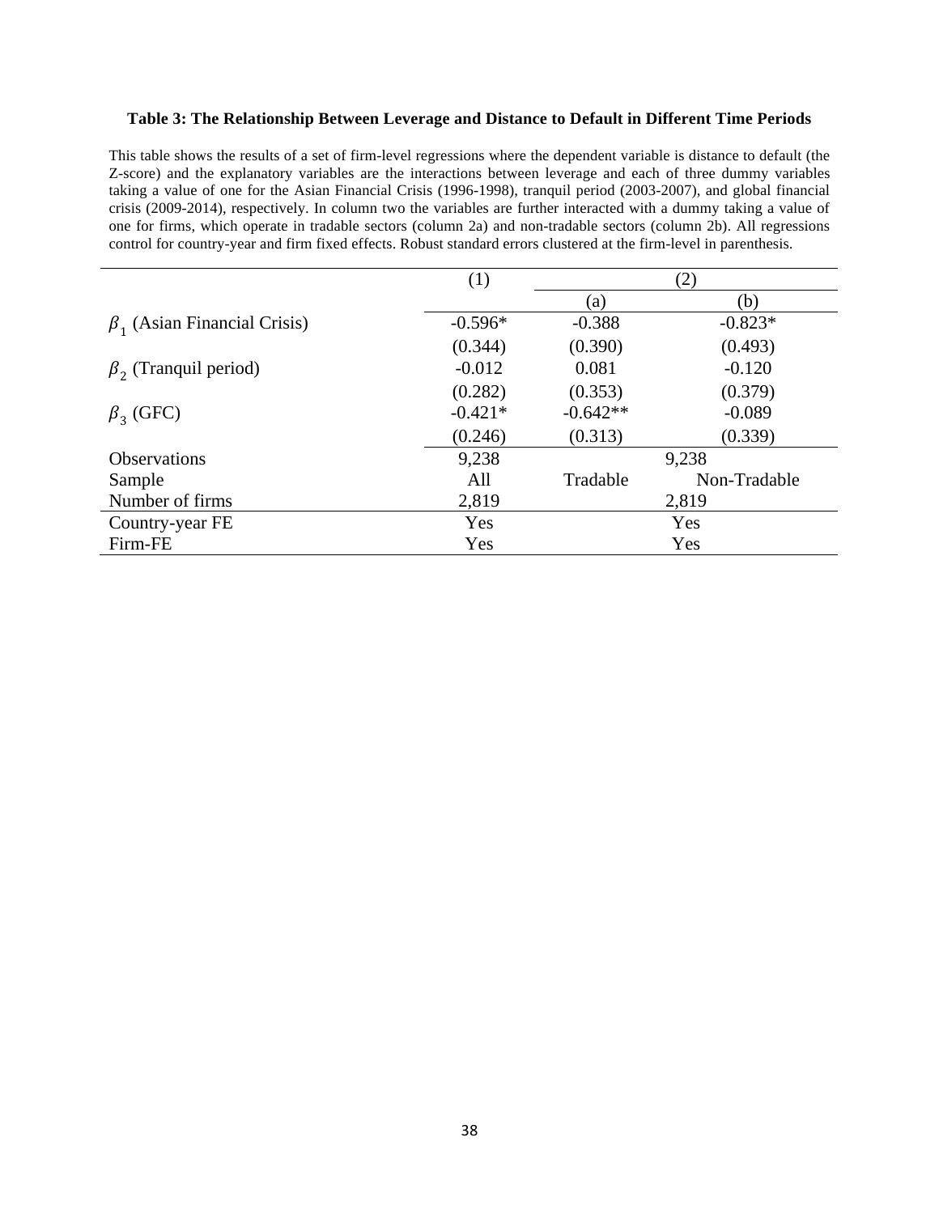**Table 3: The Relationship Between Leverage and Distance to Default in Different Time Periods**

This table shows the results of a set of firm-level regressions where the dependent variable is distance to default (the Z-score) and the explanatory variables are the interactions between leverage and each of three dummy variables taking a value of one for the Asian Financial Crisis (1996-1998), tranquil period (2003-2007), and global financial crisis (2009-2014), respectively. In column two the variables are further interacted with a dummy taking a value of one for firms, which operate in tradable sectors (column 2a) and non-tradable sectors (column 2b). All regressions control for country-year and firm fixed effects. Robust standard errors clustered at the firm-level in parenthesis.

| | (1) | (2) | |
|---|---|---|---|
| | | (a) | (b) |
| $\beta_1$ (Asian Financial Crisis) | -0.596* | -0.388 | -0.823* |
| | (0.344) | (0.390) | (0.493) |
| $\beta_2$ (Tranquil period) | -0.012 | 0.081 | -0.120 |
| | (0.282) | (0.353) | (0.379) |
| $\beta_3$ (GFC) | -0.421* | -0.642** | -0.089 |
| | (0.246) | (0.313) | (0.339) |
| Observations | 9,238 | 9,238 | |
| Sample | All | Tradable | Non-Tradable |
| Number of firms | 2,819 | 2,819 | |
| Country-year FE | Yes | Yes | |
| Firm-FE | Yes | Yes | |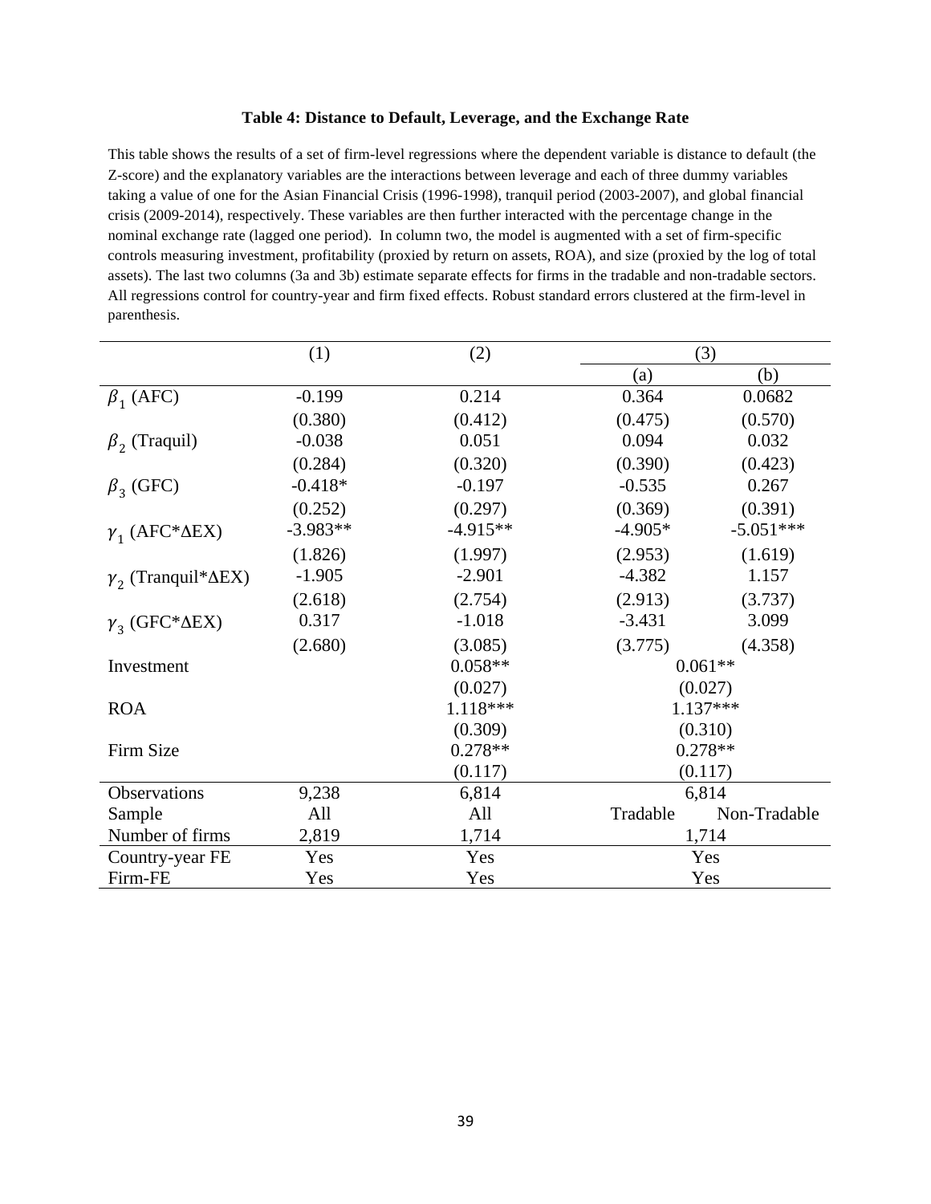**Table 4: Distance to Default, Leverage, and the Exchange Rate**

This table shows the results of a set of firm-level regressions where the dependent variable is distance to default (the Z-score) and the explanatory variables are the interactions between leverage and each of three dummy variables taking a value of one for the Asian Financial Crisis (1996-1998), tranquil period (2003-2007), and global financial crisis (2009-2014), respectively. These variables are then further interacted with the percentage change in the nominal exchange rate (lagged one period). In column two, the model is augmented with a set of firm-specific controls measuring investment, profitability (proxied by return on assets, ROA), and size (proxied by the log of total assets). The last two columns (3a and 3b) estimate separate effects for firms in the tradable and non-tradable sectors. All regressions control for country-year and firm fixed effects. Robust standard errors clustered at the firm-level in parenthesis.

| | (1) | (2) | (3) | |
|---|---|---|---|---|
| | | | (a) | (b) |
| $\beta_1$ (AFC) | -0.199 | 0.214 | 0.364 | 0.0682 |
| | (0.380) | (0.412) | (0.475) | (0.570) |
| $\beta_2$ (Traquil) | -0.038 | 0.051 | 0.094 | 0.032 |
| | (0.284) | (0.320) | (0.390) | (0.423) |
| $\beta_3$ (GFC) | -0.418* | -0.197 | -0.535 | 0.267 |
| | (0.252) | (0.297) | (0.369) | (0.391) |
| $\gamma_1$ (AFC*$\Delta$EX) | -3.983** | -4.915** | -4.905* | -5.051*** |
| | (1.826) | (1.997) | (2.953) | (1.619) |
| $\gamma_2$ (Tranquil*$\Delta$EX) | -1.905 | -2.901 | -4.382 | 1.157 |
| | (2.618) | (2.754) | (2.913) | (3.737) |
| $\gamma_3$ (GFC*$\Delta$EX) | 0.317 | -1.018 | -3.431 | 3.099 |
| | (2.680) | (3.085) | (3.775) | (4.358) |
| Investment | | 0.058** | 0.061** | |
| | | (0.027) | (0.027) | |
| ROA | | 1.118*** | 1.137*** | |
| | | (0.309) | (0.310) | |
| Firm Size | | 0.278** | 0.278** | |
| | | (0.117) | (0.117) | |
| Observations | 9,238 | 6,814 | 6,814 | |
| Sample | All | All | Tradable | Non-Tradable |
| Number of firms | 2,819 | 1,714 | 1,714 | |
| Country-year FE | Yes | Yes | Yes | |
| Firm-FE | Yes | Yes | Yes | |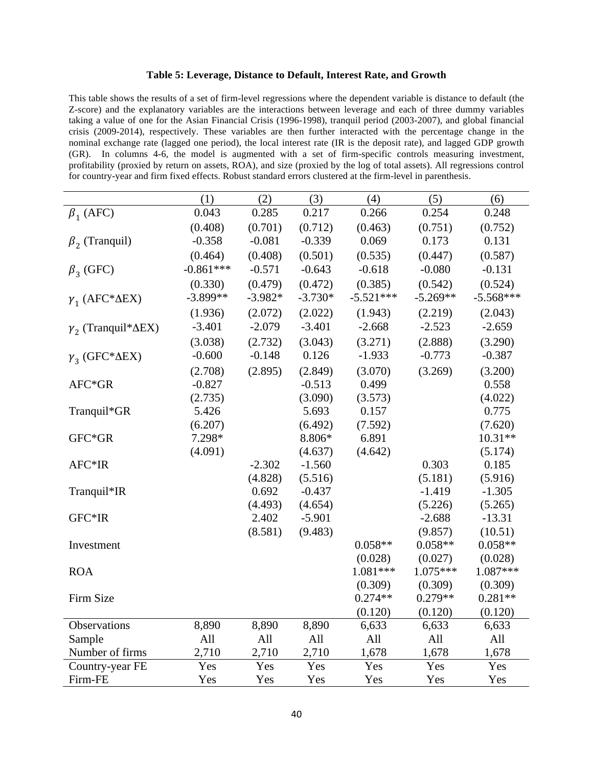**Table 5: Leverage, Distance to Default, Interest Rate, and Growth**

This table shows the results of a set of firm-level regressions where the dependent variable is distance to default (the Z-score) and the explanatory variables are the interactions between leverage and each of three dummy variables taking a value of one for the Asian Financial Crisis (1996-1998), tranquil period (2003-2007), and global financial crisis (2009-2014), respectively. These variables are then further interacted with the percentage change in the nominal exchange rate (lagged one period), the local interest rate (IR is the deposit rate), and lagged GDP growth (GR). In columns 4-6, the model is augmented with a set of firm-specific controls measuring investment, profitability (proxied by return on assets, ROA), and size (proxied by the log of total assets). All regressions control for country-year and firm fixed effects. Robust standard errors clustered at the firm-level in parenthesis.

| | (1) | (2) | (3) | (4) | (5) | (6) |
|---|---|---|---|---|---|---|
| $\beta_1$ (AFC) | 0.043 | 0.285 | 0.217 | 0.266 | 0.254 | 0.248 |
| | (0.408) | (0.701) | (0.712) | (0.463) | (0.751) | (0.752) |
| $\beta_2$ (Tranquil) | -0.358 | -0.081 | -0.339 | 0.069 | 0.173 | 0.131 |
| | (0.464) | (0.408) | (0.501) | (0.535) | (0.447) | (0.587) |
| $\beta_3$ (GFC) | -0.861*** | -0.571 | -0.643 | -0.618 | -0.080 | -0.131 |
| | (0.330) | (0.479) | (0.472) | (0.385) | (0.542) | (0.524) |
| $\gamma_1$ (AFC*ΔEX) | -3.899** | -3.982* | -3.730* | -5.521*** | -5.269** | -5.568*** |
| | (1.936) | (2.072) | (2.022) | (1.943) | (2.219) | (2.043) |
| $\gamma_2$ (Tranquil*ΔEX) | -3.401 | -2.079 | -3.401 | -2.668 | -2.523 | -2.659 |
| | (3.038) | (2.732) | (3.043) | (3.271) | (2.888) | (3.290) |
| $\gamma_3$ (GFC*ΔEX) | -0.600 | -0.148 | 0.126 | -1.933 | -0.773 | -0.387 |
| | (2.708) | (2.895) | (2.849) | (3.070) | (3.269) | (3.200) |
| AFC*GR | -0.827 | | -0.513 | 0.499 | | 0.558 |
| | (2.735) | | (3.090) | (3.573) | | (4.022) |
| Tranquil*GR | 5.426 | | 5.693 | 0.157 | | 0.775 |
| | (6.207) | | (6.492) | (7.592) | | (7.620) |
| GFC*GR | 7.298* | | 8.806* | 6.891 | | 10.31** |
| | (4.091) | | (4.637) | (4.642) | | (5.174) |
| AFC*IR | | -2.302 | -1.560 | | 0.303 | 0.185 |
| | | (4.828) | (5.516) | | (5.181) | (5.916) |
| Tranquil*IR | | 0.692 | -0.437 | | -1.419 | -1.305 |
| | | (4.493) | (4.654) | | (5.226) | (5.265) |
| GFC*IR | | 2.402 | -5.901 | | -2.688 | -13.31 |
| | | (8.581) | (9.483) | | (9.857) | (10.51) |
| Investment | | | | 0.058** | 0.058** | 0.058** |
| | | | | (0.028) | (0.027) | (0.028) |
| ROA | | | | 1.081*** | 1.075*** | 1.087*** |
| | | | | (0.309) | (0.309) | (0.309) |
| Firm Size | | | | 0.274** | 0.279** | 0.281** |
| | | | | (0.120) | (0.120) | (0.120) |
| Observations | 8,890 | 8,890 | 8,890 | 6,633 | 6,633 | 6,633 |
| Sample | All | All | All | All | All | All |
| Number of firms | 2,710 | 2,710 | 2,710 | 1,678 | 1,678 | 1,678 |
| Country-year FE | Yes | Yes | Yes | Yes | Yes | Yes |
| Firm-FE | Yes | Yes | Yes | Yes | Yes | Yes |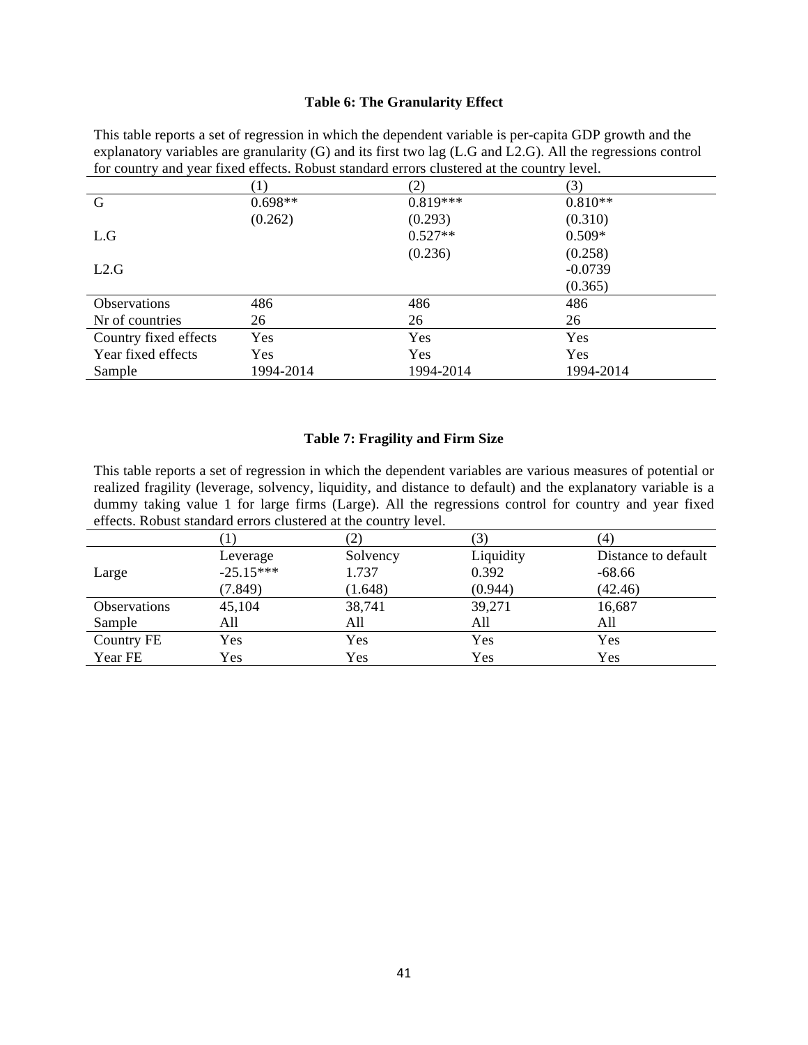**Table 6: The Granularity Effect**

This table reports a set of regression in which the dependent variable is per-capita GDP growth and the explanatory variables are granularity (G) and its first two lag (L.G and L2.G). All the regressions control for country and year fixed effects. Robust standard errors clustered at the country level.

| | (1) | (2) | (3) |
|---|---|---|---|
| G | 0.698** | 0.819*** | 0.810** |
| | (0.262) | (0.293) | (0.310) |
| L.G | | 0.527** | 0.509* |
| | | (0.236) | (0.258) |
| L2.G | | | -0.0739 |
| | | | (0.365) |
| Observations | 486 | 486 | 486 |
| Nr of countries | 26 | 26 | 26 |
| Country fixed effects | Yes | Yes | Yes |
| Year fixed effects | Yes | Yes | Yes |
| Sample | 1994-2014 | 1994-2014 | 1994-2014 |

**Table 7: Fragility and Firm Size**

This table reports a set of regression in which the dependent variables are various measures of potential or realized fragility (leverage, solvency, liquidity, and distance to default) and the explanatory variable is a dummy taking value 1 for large firms (Large). All the regressions control for country and year fixed effects. Robust standard errors clustered at the country level.

| | (1) | (2) | (3) | (4) |
|---|---|---|---|---|
| | Leverage | Solvency | Liquidity | Distance to default |
| Large | -25.15*** | 1.737 | 0.392 | -68.66 |
| | (7.849) | (1.648) | (0.944) | (42.46) |
| Observations | 45,104 | 38,741 | 39,271 | 16,687 |
| Sample | All | All | All | All |
| Country FE | Yes | Yes | Yes | Yes |
| Year FE | Yes | Yes | Yes | Yes |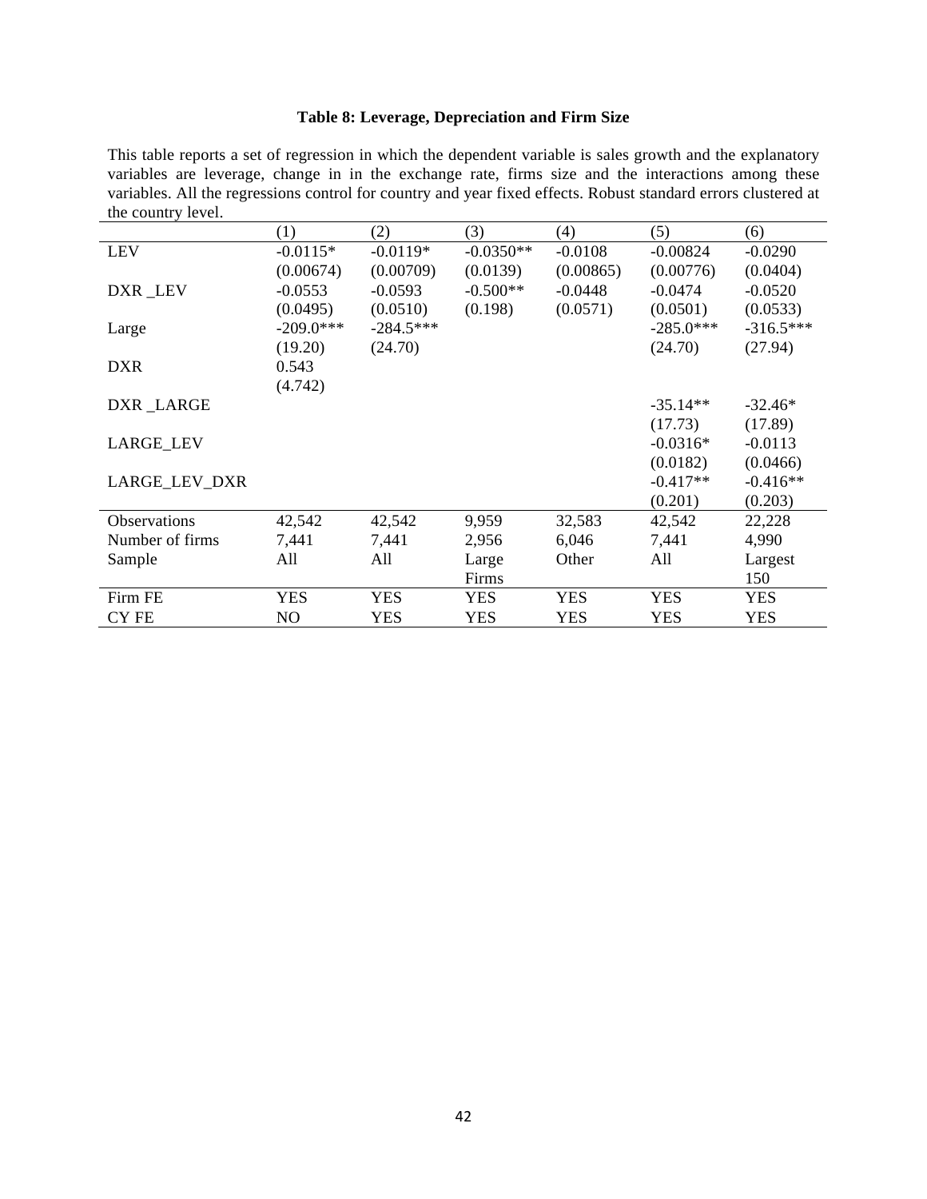**Table 8: Leverage, Depreciation and Firm Size**

This table reports a set of regression in which the dependent variable is sales growth and the explanatory variables are leverage, change in in the exchange rate, firms size and the interactions among these variables. All the regressions control for country and year fixed effects. Robust standard errors clustered at the country level.

| | (1) | (2) | (3) | (4) | (5) | (6) |
|---|---|---|---|---|---|---|
| LEV | -0.0115* | -0.0119* | -0.0350** | -0.0108 | -0.00824 | -0.0290 |
| | (0.00674) | (0.00709) | (0.0139) | (0.00865) | (0.00776) | (0.0404) |
| DXR _LEV | -0.0553 | -0.0593 | -0.500** | -0.0448 | -0.0474 | -0.0520 |
| | (0.0495) | (0.0510) | (0.198) | (0.0571) | (0.0501) | (0.0533) |
| Large | -209.0*** | -284.5*** | | | -285.0*** | -316.5*** |
| | (19.20) | (24.70) | | | (24.70) | (27.94) |
| DXR | 0.543 | | | | | |
| | (4.742) | | | | | |
| DXR _LARGE | | | | | -35.14** | -32.46* |
| | | | | | (17.73) | (17.89) |
| LARGE_LEV | | | | | -0.0316* | -0.0113 |
| | | | | | (0.0182) | (0.0466) |
| LARGE_LEV_DXR | | | | | -0.417** | -0.416** |
| | | | | | (0.201) | (0.203) |
| Observations | 42,542 | 42,542 | 9,959 | 32,583 | 42,542 | 22,228 |
| Number of firms | 7,441 | 7,441 | 2,956 | 6,046 | 7,441 | 4,990 |
| Sample | All | All | Large Firms | Other | All | Largest 150 |
| Firm FE | YES | YES | YES | YES | YES | YES |
| CY FE | NO | YES | YES | YES | YES | YES |